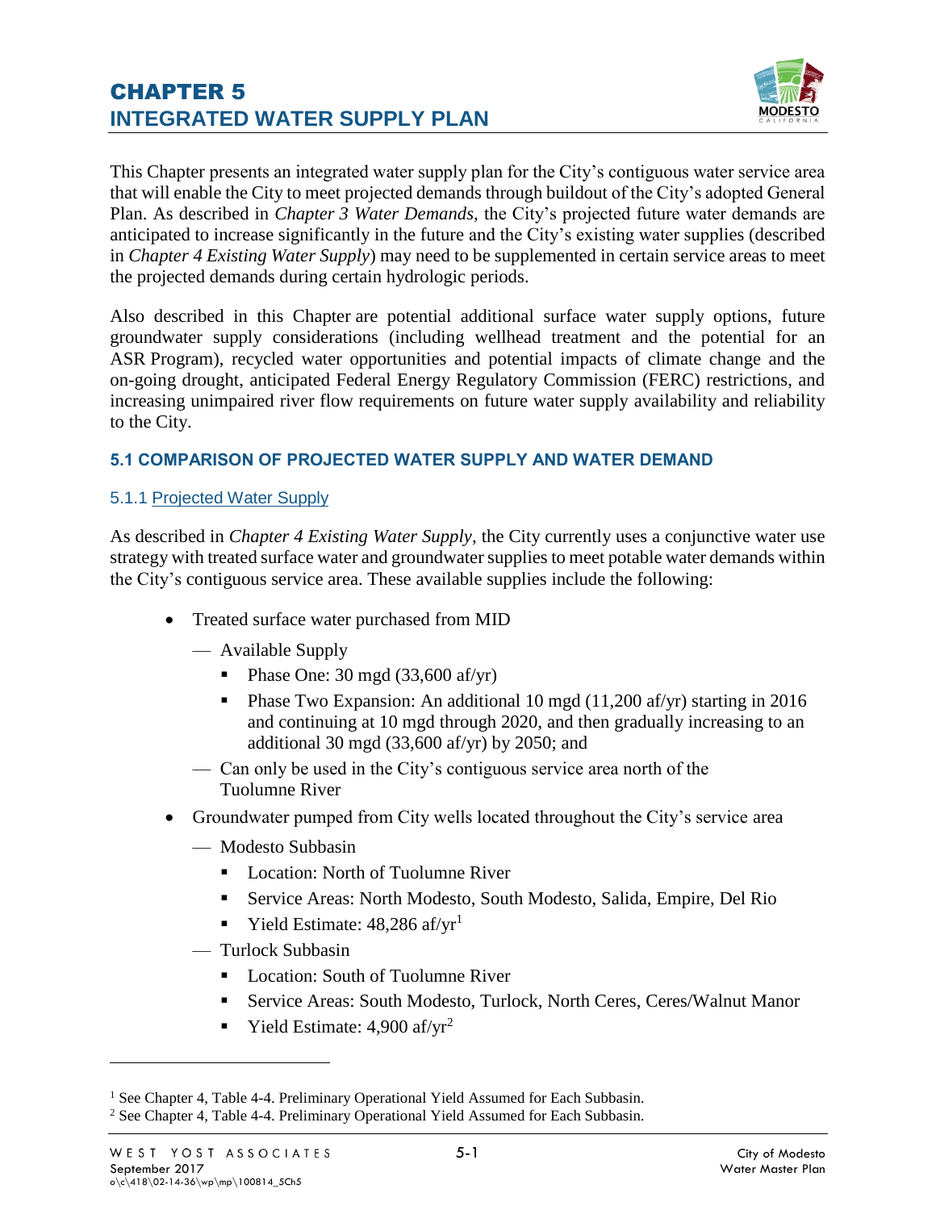# CHAPTER 5
# INTEGRATED WATER SUPPLY PLAN

This Chapter presents an integrated water supply plan for the City's contiguous water service area that will enable the City to meet projected demands through buildout of the City's adopted General Plan. As described in *Chapter 3 Water Demands*, the City's projected future water demands are anticipated to increase significantly in the future and the City's existing water supplies (described in *Chapter 4 Existing Water Supply*) may need to be supplemented in certain service areas to meet the projected demands during certain hydrologic periods.

Also described in this Chapter are potential additional surface water supply options, future groundwater supply considerations (including wellhead treatment and the potential for an ASR Program), recycled water opportunities and potential impacts of climate change and the on-going drought, anticipated Federal Energy Regulatory Commission (FERC) restrictions, and increasing unimpaired river flow requirements on future water supply availability and reliability to the City.

## 5.1 COMPARISON OF PROJECTED WATER SUPPLY AND WATER DEMAND

### 5.1.1 Projected Water Supply

As described in *Chapter 4 Existing Water Supply*, the City currently uses a conjunctive water use strategy with treated surface water and groundwater supplies to meet potable water demands within the City's contiguous service area. These available supplies include the following:

- Treated surface water purchased from MID
  - Available Supply
    - Phase One: 30 mgd (33,600 af/yr)
    - Phase Two Expansion: An additional 10 mgd (11,200 af/yr) starting in 2016 and continuing at 10 mgd through 2020, and then gradually increasing to an additional 30 mgd (33,600 af/yr) by 2050; and
  - Can only be used in the City's contiguous service area north of the Tuolumne River
- Groundwater pumped from City wells located throughout the City's service area
  - Modesto Subbasin
    - Location: North of Tuolumne River
    - Service Areas: North Modesto, South Modesto, Salida, Empire, Del Rio
    - Yield Estimate: 48,286 af/yr[1]
  - Turlock Subbasin
    - Location: South of Tuolumne River
    - Service Areas: South Modesto, Turlock, North Ceres, Ceres/Walnut Manor
    - Yield Estimate: 4,900 af/yr[2]

---

[1] See Chapter 4, Table 4-4. Preliminary Operational Yield Assumed for Each Subbasin.

[2] See Chapter 4, Table 4-4. Preliminary Operational Yield Assumed for Each Subbasin.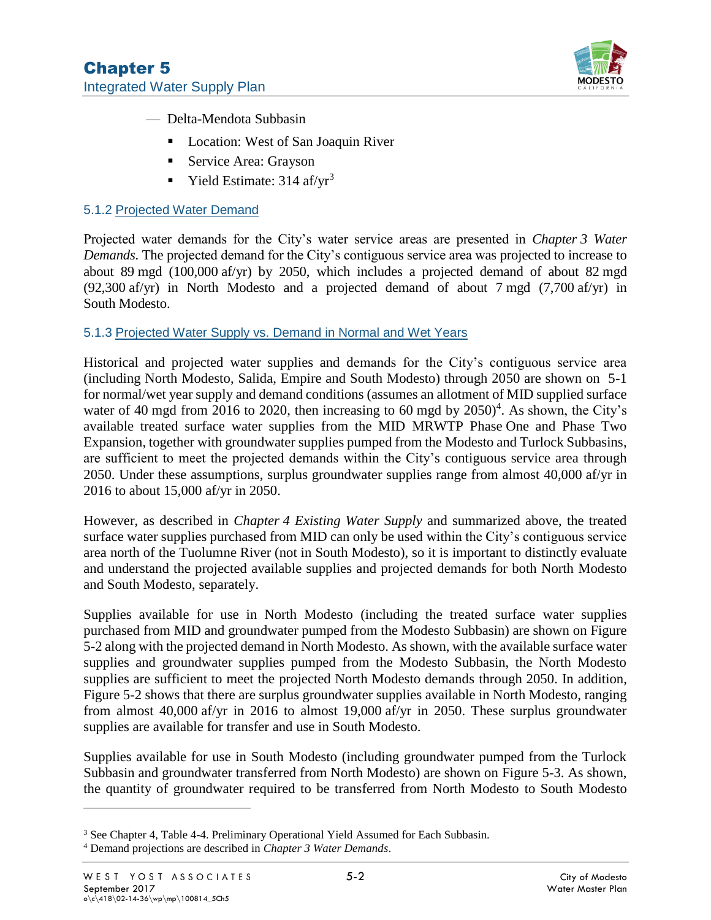- Delta-Mendota Subbasin
  - Location: West of San Joaquin River
  - Service Area: Grayson
  - Yield Estimate: 314 af/yr[3]

### 5.1.2 Projected Water Demand

Projected water demands for the City's water service areas are presented in *Chapter 3 Water Demands*. The projected demand for the City's contiguous service area was projected to increase to about 89 mgd (100,000 af/yr) by 2050, which includes a projected demand of about 82 mgd (92,300 af/yr) in North Modesto and a projected demand of about 7 mgd (7,700 af/yr) in South Modesto.

### 5.1.3 Projected Water Supply vs. Demand in Normal and Wet Years

Historical and projected water supplies and demands for the City's contiguous service area (including North Modesto, Salida, Empire and South Modesto) through 2050 are shown on 5-1 for normal/wet year supply and demand conditions (assumes an allotment of MID supplied surface water of 40 mgd from 2016 to 2020, then increasing to 60 mgd by 2050)[4]. As shown, the City's available treated surface water supplies from the MID MRWTP Phase One and Phase Two Expansion, together with groundwater supplies pumped from the Modesto and Turlock Subbasins, are sufficient to meet the projected demands within the City's contiguous service area through 2050. Under these assumptions, surplus groundwater supplies range from almost 40,000 af/yr in 2016 to about 15,000 af/yr in 2050.

However, as described in *Chapter 4 Existing Water Supply* and summarized above, the treated surface water supplies purchased from MID can only be used within the City's contiguous service area north of the Tuolumne River (not in South Modesto), so it is important to distinctly evaluate and understand the projected available supplies and projected demands for both North Modesto and South Modesto, separately.

Supplies available for use in North Modesto (including the treated surface water supplies purchased from MID and groundwater pumped from the Modesto Subbasin) are shown on Figure 5-2 along with the projected demand in North Modesto. As shown, with the available surface water supplies and groundwater supplies pumped from the Modesto Subbasin, the North Modesto supplies are sufficient to meet the projected North Modesto demands through 2050. In addition, Figure 5-2 shows that there are surplus groundwater supplies available in North Modesto, ranging from almost 40,000 af/yr in 2016 to almost 19,000 af/yr in 2050. These surplus groundwater supplies are available for transfer and use in South Modesto.

Supplies available for use in South Modesto (including groundwater pumped from the Turlock Subbasin and groundwater transferred from North Modesto) are shown on Figure 5-3. As shown, the quantity of groundwater required to be transferred from North Modesto to South Modesto

---

[3] See Chapter 4, Table 4-4. Preliminary Operational Yield Assumed for Each Subbasin.

[4] Demand projections are described in *Chapter 3 Water Demands*.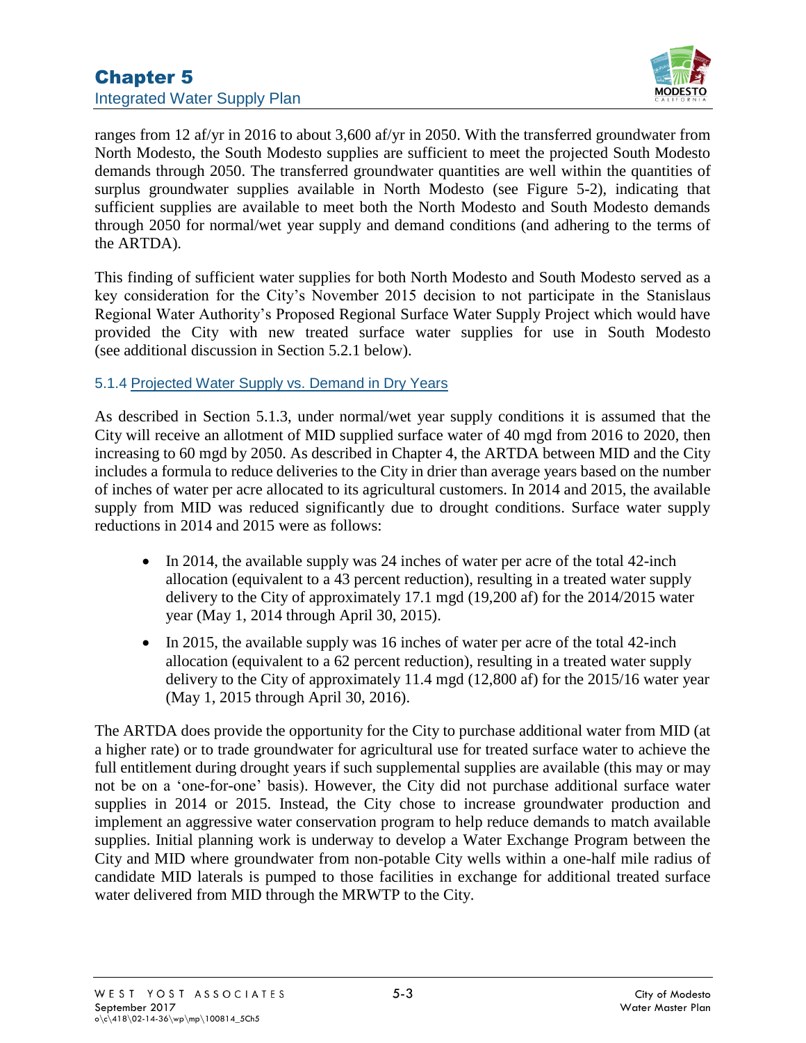ranges from 12 af/yr in 2016 to about 3,600 af/yr in 2050. With the transferred groundwater from North Modesto, the South Modesto supplies are sufficient to meet the projected South Modesto demands through 2050. The transferred groundwater quantities are well within the quantities of surplus groundwater supplies available in North Modesto (see Figure 5-2), indicating that sufficient supplies are available to meet both the North Modesto and South Modesto demands through 2050 for normal/wet year supply and demand conditions (and adhering to the terms of the ARTDA).

This finding of sufficient water supplies for both North Modesto and South Modesto served as a key consideration for the City's November 2015 decision to not participate in the Stanislaus Regional Water Authority's Proposed Regional Surface Water Supply Project which would have provided the City with new treated surface water supplies for use in South Modesto (see additional discussion in Section 5.2.1 below).

### 5.1.4 Projected Water Supply vs. Demand in Dry Years

As described in Section 5.1.3, under normal/wet year supply conditions it is assumed that the City will receive an allotment of MID supplied surface water of 40 mgd from 2016 to 2020, then increasing to 60 mgd by 2050. As described in Chapter 4, the ARTDA between MID and the City includes a formula to reduce deliveries to the City in drier than average years based on the number of inches of water per acre allocated to its agricultural customers. In 2014 and 2015, the available supply from MID was reduced significantly due to drought conditions. Surface water supply reductions in 2014 and 2015 were as follows:

- In 2014, the available supply was 24 inches of water per acre of the total 42-inch allocation (equivalent to a 43 percent reduction), resulting in a treated water supply delivery to the City of approximately 17.1 mgd (19,200 af) for the 2014/2015 water year (May 1, 2014 through April 30, 2015).
- In 2015, the available supply was 16 inches of water per acre of the total 42-inch allocation (equivalent to a 62 percent reduction), resulting in a treated water supply delivery to the City of approximately 11.4 mgd (12,800 af) for the 2015/16 water year (May 1, 2015 through April 30, 2016).

The ARTDA does provide the opportunity for the City to purchase additional water from MID (at a higher rate) or to trade groundwater for agricultural use for treated surface water to achieve the full entitlement during drought years if such supplemental supplies are available (this may or may not be on a 'one-for-one' basis). However, the City did not purchase additional surface water supplies in 2014 or 2015. Instead, the City chose to increase groundwater production and implement an aggressive water conservation program to help reduce demands to match available supplies. Initial planning work is underway to develop a Water Exchange Program between the City and MID where groundwater from non-potable City wells within a one-half mile radius of candidate MID laterals is pumped to those facilities in exchange for additional treated surface water delivered from MID through the MRWTP to the City.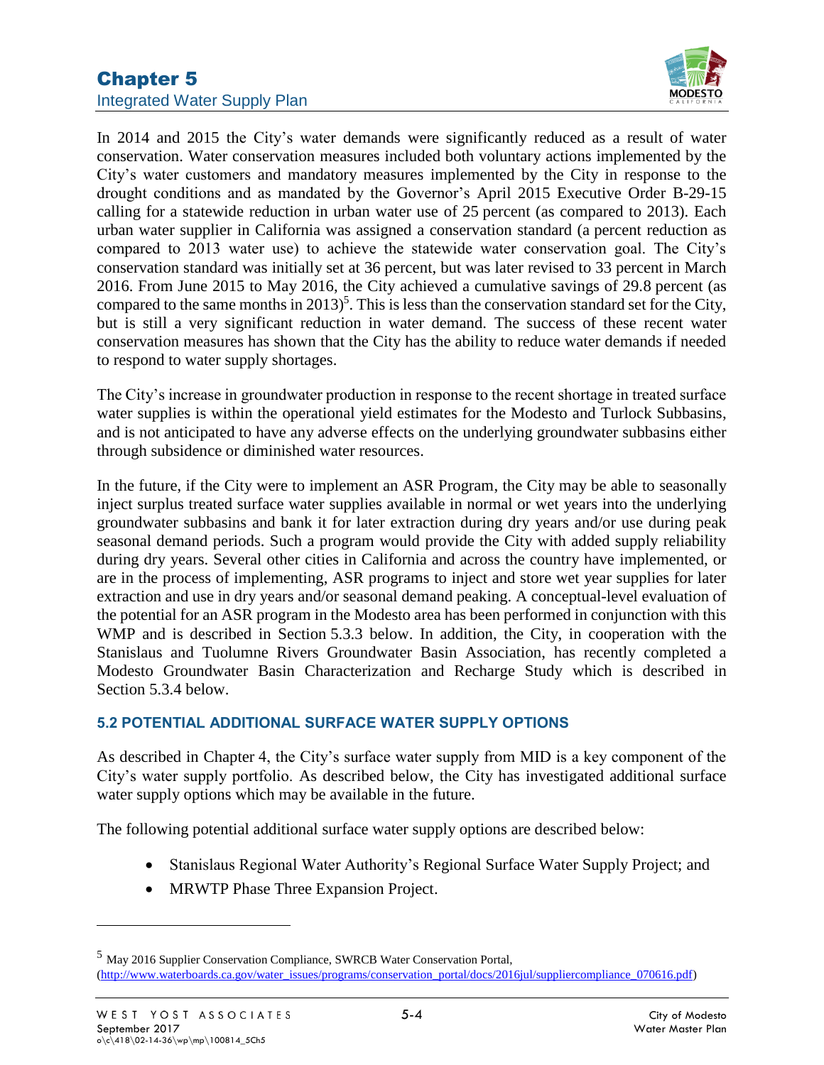In 2014 and 2015 the City's water demands were significantly reduced as a result of water conservation. Water conservation measures included both voluntary actions implemented by the City's water customers and mandatory measures implemented by the City in response to the drought conditions and as mandated by the Governor's April 2015 Executive Order B-29-15 calling for a statewide reduction in urban water use of 25 percent (as compared to 2013). Each urban water supplier in California was assigned a conservation standard (a percent reduction as compared to 2013 water use) to achieve the statewide water conservation goal. The City's conservation standard was initially set at 36 percent, but was later revised to 33 percent in March 2016. From June 2015 to May 2016, the City achieved a cumulative savings of 29.8 percent (as compared to the same months in 2013)[5]. This is less than the conservation standard set for the City, but is still a very significant reduction in water demand. The success of these recent water conservation measures has shown that the City has the ability to reduce water demands if needed to respond to water supply shortages.

The City's increase in groundwater production in response to the recent shortage in treated surface water supplies is within the operational yield estimates for the Modesto and Turlock Subbasins, and is not anticipated to have any adverse effects on the underlying groundwater subbasins either through subsidence or diminished water resources.

In the future, if the City were to implement an ASR Program, the City may be able to seasonally inject surplus treated surface water supplies available in normal or wet years into the underlying groundwater subbasins and bank it for later extraction during dry years and/or use during peak seasonal demand periods. Such a program would provide the City with added supply reliability during dry years. Several other cities in California and across the country have implemented, or are in the process of implementing, ASR programs to inject and store wet year supplies for later extraction and use in dry years and/or seasonal demand peaking. A conceptual-level evaluation of the potential for an ASR program in the Modesto area has been performed in conjunction with this WMP and is described in Section 5.3.3 below. In addition, the City, in cooperation with the Stanislaus and Tuolumne Rivers Groundwater Basin Association, has recently completed a Modesto Groundwater Basin Characterization and Recharge Study which is described in Section 5.3.4 below.

## 5.2 POTENTIAL ADDITIONAL SURFACE WATER SUPPLY OPTIONS

As described in Chapter 4, the City's surface water supply from MID is a key component of the City's water supply portfolio. As described below, the City has investigated additional surface water supply options which may be available in the future.

The following potential additional surface water supply options are described below:

- Stanislaus Regional Water Authority's Regional Surface Water Supply Project; and
- MRWTP Phase Three Expansion Project.

---

[5] May 2016 Supplier Conservation Compliance, SWRCB Water Conservation Portal, (http://www.waterboards.ca.gov/water_issues/programs/conservation_portal/docs/2016jul/suppliercompliance_070616.pdf)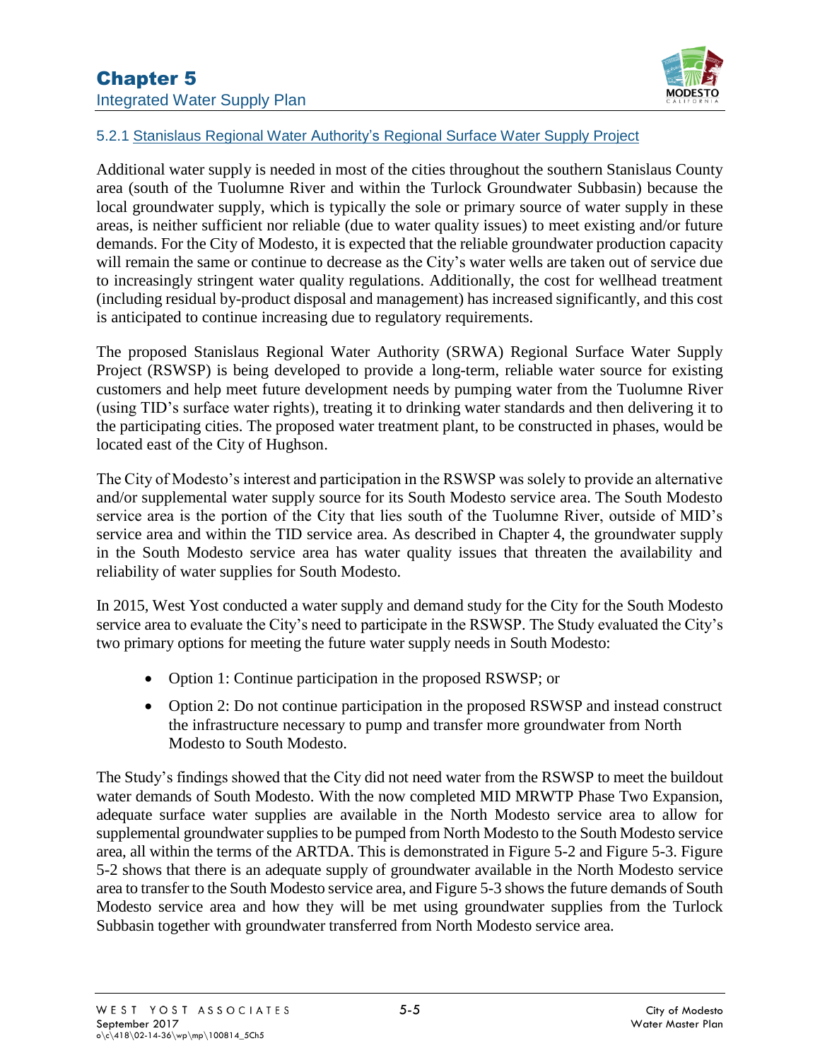### 5.2.1 Stanislaus Regional Water Authority's Regional Surface Water Supply Project

Additional water supply is needed in most of the cities throughout the southern Stanislaus County area (south of the Tuolumne River and within the Turlock Groundwater Subbasin) because the local groundwater supply, which is typically the sole or primary source of water supply in these areas, is neither sufficient nor reliable (due to water quality issues) to meet existing and/or future demands. For the City of Modesto, it is expected that the reliable groundwater production capacity will remain the same or continue to decrease as the City's water wells are taken out of service due to increasingly stringent water quality regulations. Additionally, the cost for wellhead treatment (including residual by-product disposal and management) has increased significantly, and this cost is anticipated to continue increasing due to regulatory requirements.

The proposed Stanislaus Regional Water Authority (SRWA) Regional Surface Water Supply Project (RSWSP) is being developed to provide a long-term, reliable water source for existing customers and help meet future development needs by pumping water from the Tuolumne River (using TID's surface water rights), treating it to drinking water standards and then delivering it to the participating cities. The proposed water treatment plant, to be constructed in phases, would be located east of the City of Hughson.

The City of Modesto's interest and participation in the RSWSP was solely to provide an alternative and/or supplemental water supply source for its South Modesto service area. The South Modesto service area is the portion of the City that lies south of the Tuolumne River, outside of MID's service area and within the TID service area. As described in Chapter 4, the groundwater supply in the South Modesto service area has water quality issues that threaten the availability and reliability of water supplies for South Modesto.

In 2015, West Yost conducted a water supply and demand study for the City for the South Modesto service area to evaluate the City's need to participate in the RSWSP. The Study evaluated the City's two primary options for meeting the future water supply needs in South Modesto:

- Option 1: Continue participation in the proposed RSWSP; or
- Option 2: Do not continue participation in the proposed RSWSP and instead construct the infrastructure necessary to pump and transfer more groundwater from North Modesto to South Modesto.

The Study's findings showed that the City did not need water from the RSWSP to meet the buildout water demands of South Modesto. With the now completed MID MRWTP Phase Two Expansion, adequate surface water supplies are available in the North Modesto service area to allow for supplemental groundwater supplies to be pumped from North Modesto to the South Modesto service area, all within the terms of the ARTDA. This is demonstrated in Figure 5-2 and Figure 5-3. Figure 5-2 shows that there is an adequate supply of groundwater available in the North Modesto service area to transfer to the South Modesto service area, and Figure 5-3 shows the future demands of South Modesto service area and how they will be met using groundwater supplies from the Turlock Subbasin together with groundwater transferred from North Modesto service area.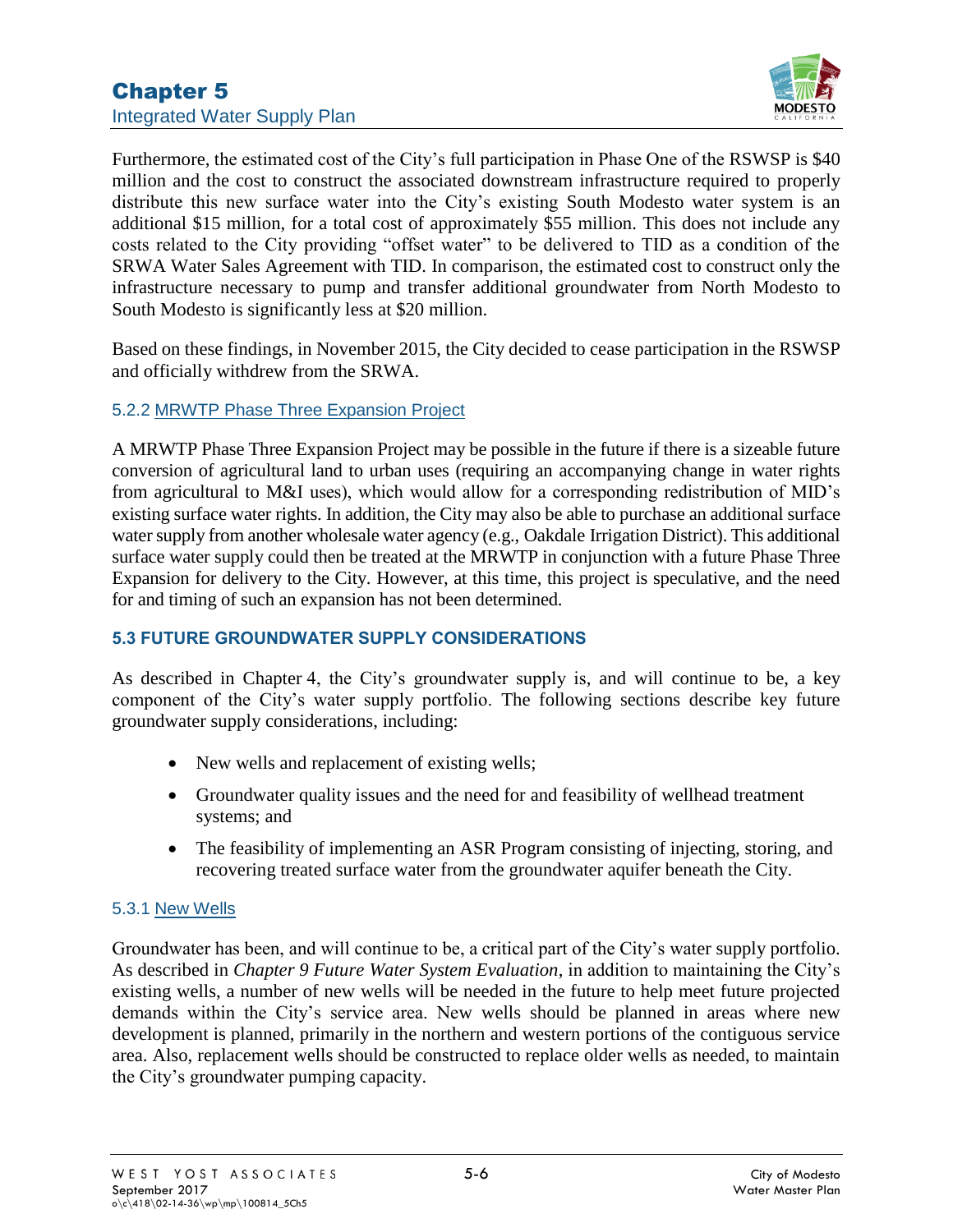Furthermore, the estimated cost of the City's full participation in Phase One of the RSWSP is $40 million and the cost to construct the associated downstream infrastructure required to properly distribute this new surface water into the City's existing South Modesto water system is an additional $15 million, for a total cost of approximately $55 million. This does not include any costs related to the City providing "offset water" to be delivered to TID as a condition of the SRWA Water Sales Agreement with TID. In comparison, the estimated cost to construct only the infrastructure necessary to pump and transfer additional groundwater from North Modesto to South Modesto is significantly less at $20 million.

Based on these findings, in November 2015, the City decided to cease participation in the RSWSP and officially withdrew from the SRWA.

### 5.2.2 MRWTP Phase Three Expansion Project

A MRWTP Phase Three Expansion Project may be possible in the future if there is a sizeable future conversion of agricultural land to urban uses (requiring an accompanying change in water rights from agricultural to M&I uses), which would allow for a corresponding redistribution of MID's existing surface water rights. In addition, the City may also be able to purchase an additional surface water supply from another wholesale water agency (e.g., Oakdale Irrigation District). This additional surface water supply could then be treated at the MRWTP in conjunction with a future Phase Three Expansion for delivery to the City. However, at this time, this project is speculative, and the need for and timing of such an expansion has not been determined.

## 5.3 FUTURE GROUNDWATER SUPPLY CONSIDERATIONS

As described in Chapter 4, the City's groundwater supply is, and will continue to be, a key component of the City's water supply portfolio. The following sections describe key future groundwater supply considerations, including:

- New wells and replacement of existing wells;
- Groundwater quality issues and the need for and feasibility of wellhead treatment systems; and
- The feasibility of implementing an ASR Program consisting of injecting, storing, and recovering treated surface water from the groundwater aquifer beneath the City.

### 5.3.1 New Wells

Groundwater has been, and will continue to be, a critical part of the City's water supply portfolio. As described in *Chapter 9 Future Water System Evaluation*, in addition to maintaining the City's existing wells, a number of new wells will be needed in the future to help meet future projected demands within the City's service area. New wells should be planned in areas where new development is planned, primarily in the northern and western portions of the contiguous service area. Also, replacement wells should be constructed to replace older wells as needed, to maintain the City's groundwater pumping capacity.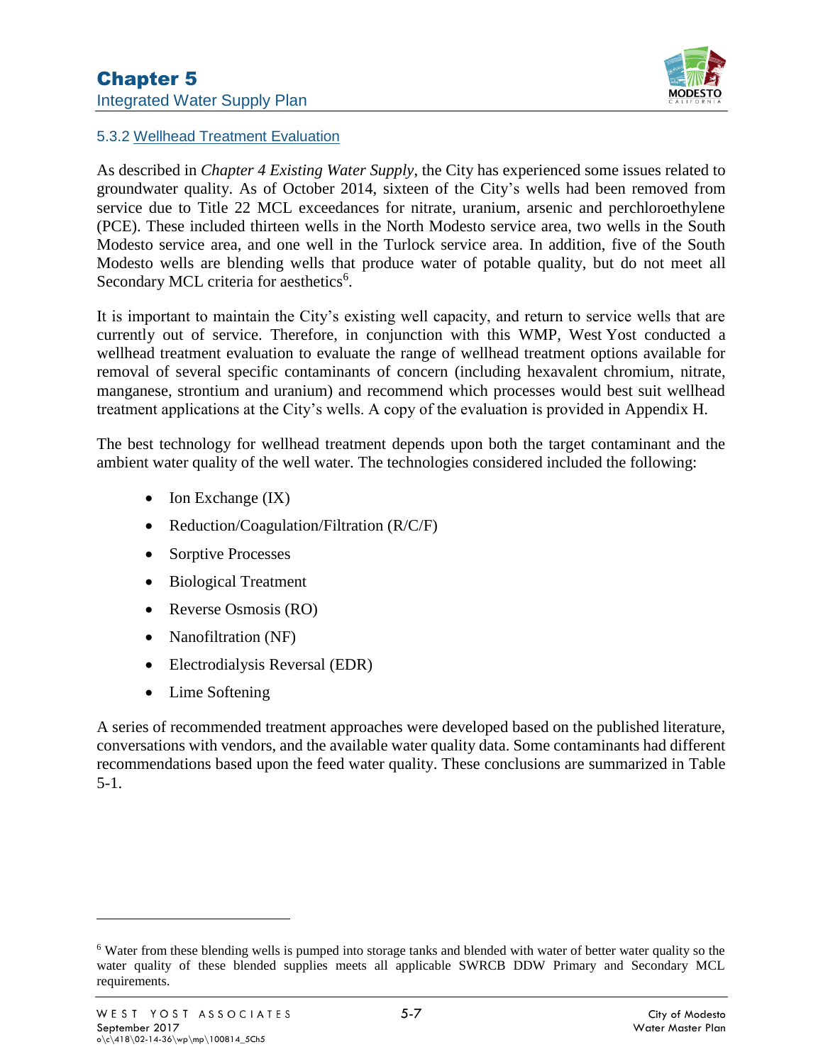### 5.3.2 Wellhead Treatment Evaluation

As described in *Chapter 4 Existing Water Supply*, the City has experienced some issues related to groundwater quality. As of October 2014, sixteen of the City's wells had been removed from service due to Title 22 MCL exceedances for nitrate, uranium, arsenic and perchloroethylene (PCE). These included thirteen wells in the North Modesto service area, two wells in the South Modesto service area, and one well in the Turlock service area. In addition, five of the South Modesto wells are blending wells that produce water of potable quality, but do not meet all Secondary MCL criteria for aesthetics[6].

It is important to maintain the City's existing well capacity, and return to service wells that are currently out of service. Therefore, in conjunction with this WMP, West Yost conducted a wellhead treatment evaluation to evaluate the range of wellhead treatment options available for removal of several specific contaminants of concern (including hexavalent chromium, nitrate, manganese, strontium and uranium) and recommend which processes would best suit wellhead treatment applications at the City's wells. A copy of the evaluation is provided in Appendix H.

The best technology for wellhead treatment depends upon both the target contaminant and the ambient water quality of the well water. The technologies considered included the following:

- Ion Exchange (IX)
- Reduction/Coagulation/Filtration (R/C/F)
- Sorptive Processes
- Biological Treatment
- Reverse Osmosis (RO)
- Nanofiltration (NF)
- Electrodialysis Reversal (EDR)
- Lime Softening

A series of recommended treatment approaches were developed based on the published literature, conversations with vendors, and the available water quality data. Some contaminants had different recommendations based upon the feed water quality. These conclusions are summarized in Table 5-1.

[6] Water from these blending wells is pumped into storage tanks and blended with water of better water quality so the water quality of these blended supplies meets all applicable SWRCB DDW Primary and Secondary MCL requirements.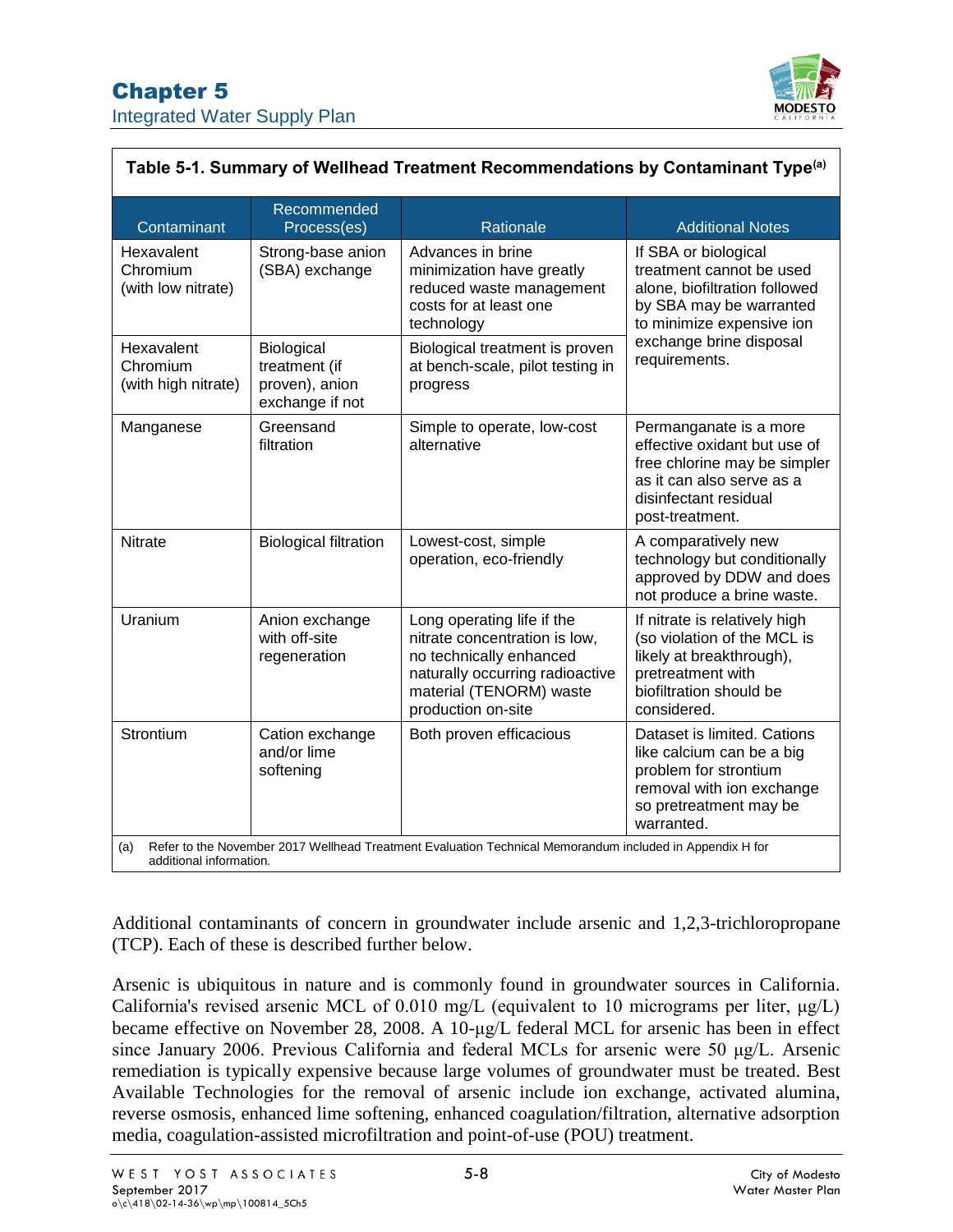**Table 5-1. Summary of Wellhead Treatment Recommendations by Contaminant Type[(a)]**

| Contaminant | Recommended Process(es) | Rationale | Additional Notes |
|---|---|---|---|
| Hexavalent Chromium (with low nitrate) | Strong-base anion (SBA) exchange | Advances in brine minimization have greatly reduced waste management costs for at least one technology | If SBA or biological treatment cannot be used alone, biofiltration followed by SBA may be warranted to minimize expensive ion exchange brine disposal requirements. |
| Hexavalent Chromium (with high nitrate) | Biological treatment (if proven), anion exchange if not | Biological treatment is proven at bench-scale, pilot testing in progress | |
| Manganese | Greensand filtration | Simple to operate, low-cost alternative | Permanganate is a more effective oxidant but use of free chlorine may be simpler as it can also serve as a disinfectant residual post-treatment. |
| Nitrate | Biological filtration | Lowest-cost, simple operation, eco-friendly | A comparatively new technology but conditionally approved by DDW and does not produce a brine waste. |
| Uranium | Anion exchange with off-site regeneration | Long operating life if the nitrate concentration is low, no technically enhanced naturally occurring radioactive material (TENORM) waste production on-site | If nitrate is relatively high (so violation of the MCL is likely at breakthrough), pretreatment with biofiltration should be considered. |
| Strontium | Cation exchange and/or lime softening | Both proven efficacious | Dataset is limited. Cations like calcium can be a big problem for strontium removal with ion exchange so pretreatment may be warranted. |

(a) Refer to the November 2017 Wellhead Treatment Evaluation Technical Memorandum included in Appendix H for additional information.

Additional contaminants of concern in groundwater include arsenic and 1,2,3-trichloropropane (TCP). Each of these is described further below.

Arsenic is ubiquitous in nature and is commonly found in groundwater sources in California. California's revised arsenic MCL of 0.010 mg/L (equivalent to 10 micrograms per liter, μg/L) became effective on November 28, 2008. A 10-μg/L federal MCL for arsenic has been in effect since January 2006. Previous California and federal MCLs for arsenic were 50 μg/L. Arsenic remediation is typically expensive because large volumes of groundwater must be treated. Best Available Technologies for the removal of arsenic include ion exchange, activated alumina, reverse osmosis, enhanced lime softening, enhanced coagulation/filtration, alternative adsorption media, coagulation-assisted microfiltration and point-of-use (POU) treatment.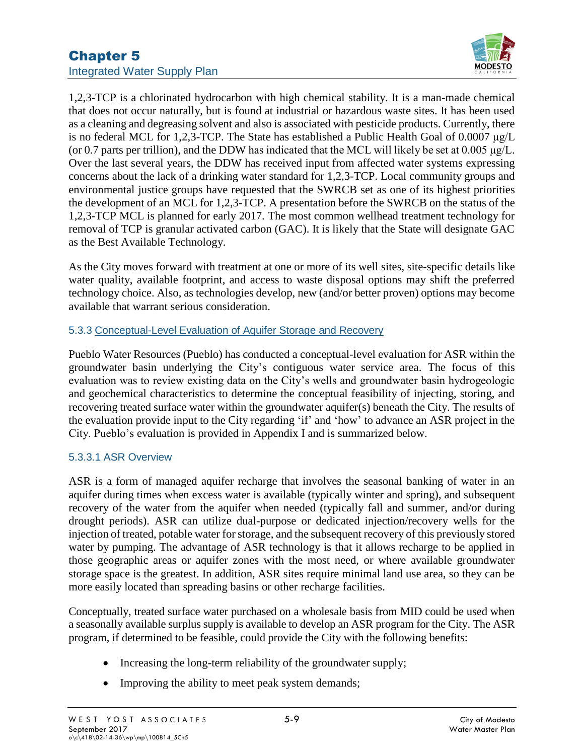1,2,3-TCP is a chlorinated hydrocarbon with high chemical stability. It is a man-made chemical that does not occur naturally, but is found at industrial or hazardous waste sites. It has been used as a cleaning and degreasing solvent and also is associated with pesticide products. Currently, there is no federal MCL for 1,2,3-TCP. The State has established a Public Health Goal of 0.0007 μg/L (or 0.7 parts per trillion), and the DDW has indicated that the MCL will likely be set at 0.005 μg/L. Over the last several years, the DDW has received input from affected water systems expressing concerns about the lack of a drinking water standard for 1,2,3-TCP. Local community groups and environmental justice groups have requested that the SWRCB set as one of its highest priorities the development of an MCL for 1,2,3-TCP. A presentation before the SWRCB on the status of the 1,2,3-TCP MCL is planned for early 2017. The most common wellhead treatment technology for removal of TCP is granular activated carbon (GAC). It is likely that the State will designate GAC as the Best Available Technology.

As the City moves forward with treatment at one or more of its well sites, site-specific details like water quality, available footprint, and access to waste disposal options may shift the preferred technology choice. Also, as technologies develop, new (and/or better proven) options may become available that warrant serious consideration.

### 5.3.3 Conceptual-Level Evaluation of Aquifer Storage and Recovery

Pueblo Water Resources (Pueblo) has conducted a conceptual-level evaluation for ASR within the groundwater basin underlying the City's contiguous water service area. The focus of this evaluation was to review existing data on the City's wells and groundwater basin hydrogeologic and geochemical characteristics to determine the conceptual feasibility of injecting, storing, and recovering treated surface water within the groundwater aquifer(s) beneath the City. The results of the evaluation provide input to the City regarding 'if' and 'how' to advance an ASR project in the City. Pueblo's evaluation is provided in Appendix I and is summarized below.

#### 5.3.3.1 ASR Overview

ASR is a form of managed aquifer recharge that involves the seasonal banking of water in an aquifer during times when excess water is available (typically winter and spring), and subsequent recovery of the water from the aquifer when needed (typically fall and summer, and/or during drought periods). ASR can utilize dual-purpose or dedicated injection/recovery wells for the injection of treated, potable water for storage, and the subsequent recovery of this previously stored water by pumping. The advantage of ASR technology is that it allows recharge to be applied in those geographic areas or aquifer zones with the most need, or where available groundwater storage space is the greatest. In addition, ASR sites require minimal land use area, so they can be more easily located than spreading basins or other recharge facilities.

Conceptually, treated surface water purchased on a wholesale basis from MID could be used when a seasonally available surplus supply is available to develop an ASR program for the City. The ASR program, if determined to be feasible, could provide the City with the following benefits:

- Increasing the long-term reliability of the groundwater supply;
- Improving the ability to meet peak system demands;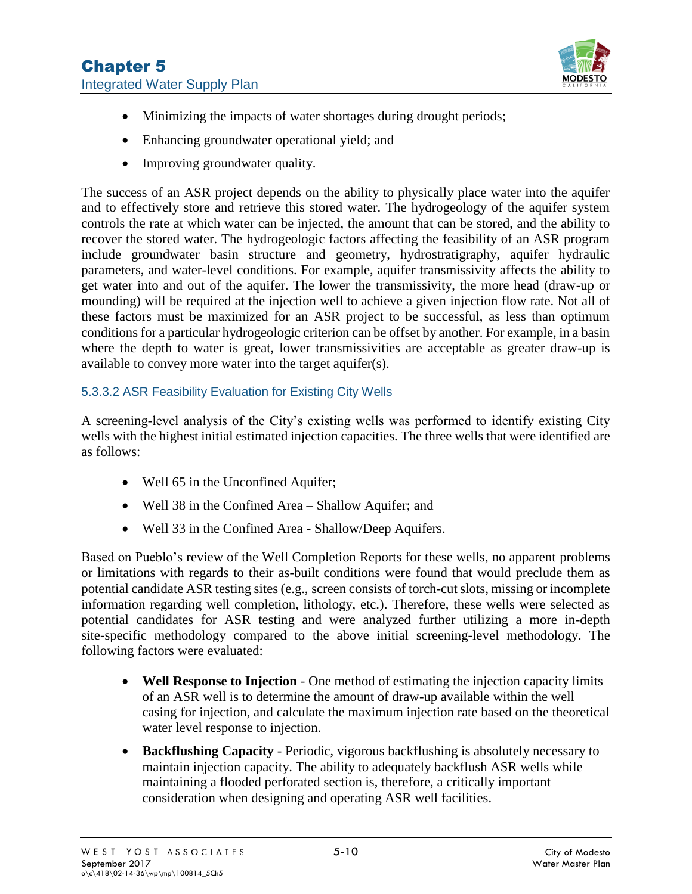- Minimizing the impacts of water shortages during drought periods;
- Enhancing groundwater operational yield; and
- Improving groundwater quality.

The success of an ASR project depends on the ability to physically place water into the aquifer and to effectively store and retrieve this stored water. The hydrogeology of the aquifer system controls the rate at which water can be injected, the amount that can be stored, and the ability to recover the stored water. The hydrogeologic factors affecting the feasibility of an ASR program include groundwater basin structure and geometry, hydrostratigraphy, aquifer hydraulic parameters, and water-level conditions. For example, aquifer transmissivity affects the ability to get water into and out of the aquifer. The lower the transmissivity, the more head (draw-up or mounding) will be required at the injection well to achieve a given injection flow rate. Not all of these factors must be maximized for an ASR project to be successful, as less than optimum conditions for a particular hydrogeologic criterion can be offset by another. For example, in a basin where the depth to water is great, lower transmissivities are acceptable as greater draw-up is available to convey more water into the target aquifer(s).

#### 5.3.3.2 ASR Feasibility Evaluation for Existing City Wells

A screening-level analysis of the City's existing wells was performed to identify existing City wells with the highest initial estimated injection capacities. The three wells that were identified are as follows:

- Well 65 in the Unconfined Aquifer;
- Well 38 in the Confined Area – Shallow Aquifer; and
- Well 33 in the Confined Area - Shallow/Deep Aquifers.

Based on Pueblo's review of the Well Completion Reports for these wells, no apparent problems or limitations with regards to their as-built conditions were found that would preclude them as potential candidate ASR testing sites (e.g., screen consists of torch-cut slots, missing or incomplete information regarding well completion, lithology, etc.). Therefore, these wells were selected as potential candidates for ASR testing and were analyzed further utilizing a more in-depth site-specific methodology compared to the above initial screening-level methodology. The following factors were evaluated:

- **Well Response to Injection** - One method of estimating the injection capacity limits of an ASR well is to determine the amount of draw-up available within the well casing for injection, and calculate the maximum injection rate based on the theoretical water level response to injection.
- **Backflushing Capacity** - Periodic, vigorous backflushing is absolutely necessary to maintain injection capacity. The ability to adequately backflush ASR wells while maintaining a flooded perforated section is, therefore, a critically important consideration when designing and operating ASR well facilities.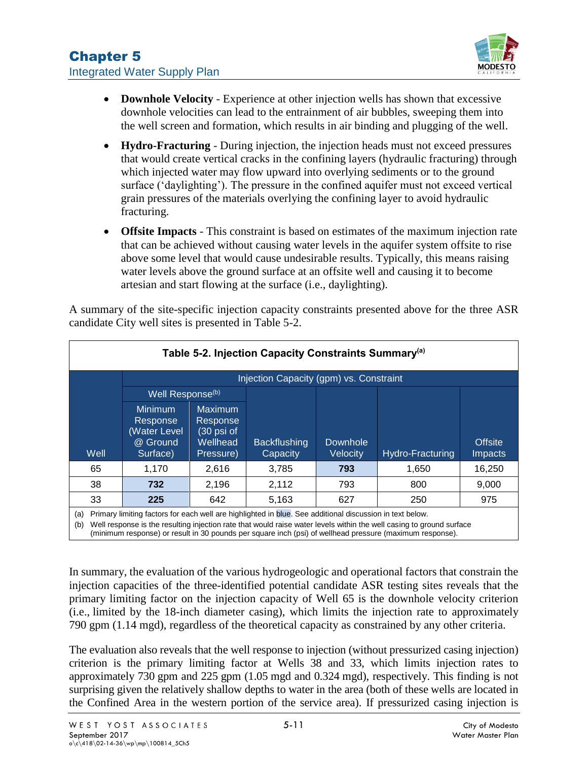- **Downhole Velocity** - Experience at other injection wells has shown that excessive downhole velocities can lead to the entrainment of air bubbles, sweeping them into the well screen and formation, which results in air binding and plugging of the well.
- **Hydro-Fracturing** - During injection, the injection heads must not exceed pressures that would create vertical cracks in the confining layers (hydraulic fracturing) through which injected water may flow upward into overlying sediments or to the ground surface ('daylighting'). The pressure in the confined aquifer must not exceed vertical grain pressures of the materials overlying the confining layer to avoid hydraulic fracturing.
- **Offsite Impacts** - This constraint is based on estimates of the maximum injection rate that can be achieved without causing water levels in the aquifer system offsite to rise above some level that would cause undesirable results. Typically, this means raising water levels above the ground surface at an offsite well and causing it to become artesian and start flowing at the surface (i.e., daylighting).

A summary of the site-specific injection capacity constraints presented above for the three ASR candidate City well sites is presented in Table 5-2.

**Table 5-2. Injection Capacity Constraints Summary[a]**

| Well | Injection Capacity (gpm) vs. Constraint | | | | | |
|---|---|---|---|---|---|---|
| | Well Response[b] | | | | | |
| | Minimum Response (Water Level @ Ground Surface) | Maximum Response (30 psi of Wellhead Pressure) | Backflushing Capacity | Downhole Velocity | Hydro-Fracturing | Offsite Impacts |
| 65 | 1,170 | 2,616 | 3,785 | **793** | 1,650 | 16,250 |
| 38 | **732** | 2,196 | 2,112 | 793 | 800 | 9,000 |
| 33 | **225** | 642 | 5,163 | 627 | 250 | 975 |

(a) Primary limiting factors for each well are highlighted in blue. See additional discussion in text below.
(b) Well response is the resulting injection rate that would raise water levels within the well casing to ground surface (minimum response) or result in 30 pounds per square inch (psi) of wellhead pressure (maximum response).

In summary, the evaluation of the various hydrogeologic and operational factors that constrain the injection capacities of the three-identified potential candidate ASR testing sites reveals that the primary limiting factor on the injection capacity of Well 65 is the downhole velocity criterion (i.e., limited by the 18-inch diameter casing), which limits the injection rate to approximately 790 gpm (1.14 mgd), regardless of the theoretical capacity as constrained by any other criteria.

The evaluation also reveals that the well response to injection (without pressurized casing injection) criterion is the primary limiting factor at Wells 38 and 33, which limits injection rates to approximately 730 gpm and 225 gpm (1.05 mgd and 0.324 mgd), respectively. This finding is not surprising given the relatively shallow depths to water in the area (both of these wells are located in the Confined Area in the western portion of the service area). If pressurized casing injection is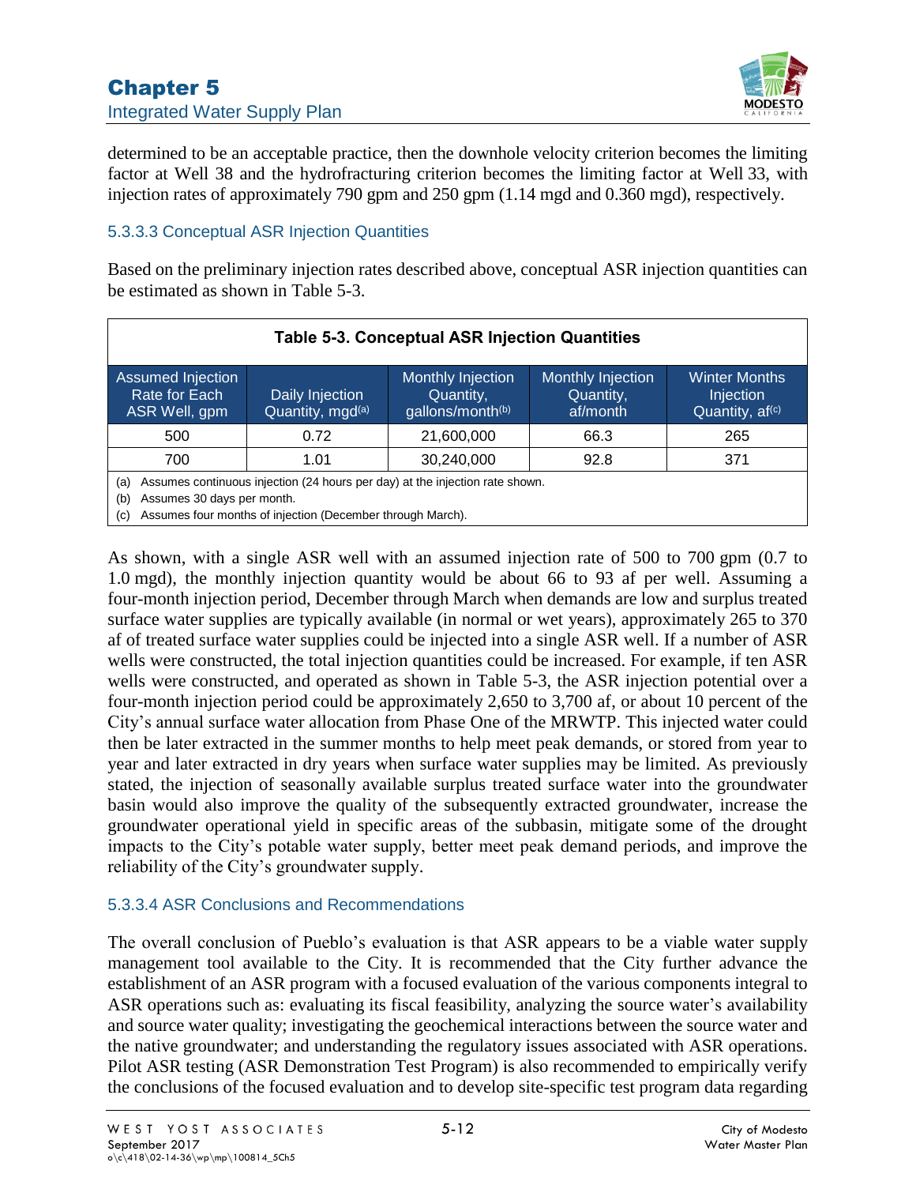determined to be an acceptable practice, then the downhole velocity criterion becomes the limiting factor at Well 38 and the hydrofracturing criterion becomes the limiting factor at Well 33, with injection rates of approximately 790 gpm and 250 gpm (1.14 mgd and 0.360 mgd), respectively.

### 5.3.3.3 Conceptual ASR Injection Quantities

Based on the preliminary injection rates described above, conceptual ASR injection quantities can be estimated as shown in Table 5-3.

**Table 5-3. Conceptual ASR Injection Quantities**

| Assumed Injection Rate for Each ASR Well, gpm | Daily Injection Quantity, mgd[a] | Monthly Injection Quantity, gallons/month[b] | Monthly Injection Quantity, af/month | Winter Months Injection Quantity, af[c] |
|---|---|---|---|---|
| 500 | 0.72 | 21,600,000 | 66.3 | 265 |
| 700 | 1.01 | 30,240,000 | 92.8 | 371 |

(a) Assumes continuous injection (24 hours per day) at the injection rate shown.
(b) Assumes 30 days per month.
(c) Assumes four months of injection (December through March).

As shown, with a single ASR well with an assumed injection rate of 500 to 700 gpm (0.7 to 1.0 mgd), the monthly injection quantity would be about 66 to 93 af per well. Assuming a four-month injection period, December through March when demands are low and surplus treated surface water supplies are typically available (in normal or wet years), approximately 265 to 370 af of treated surface water supplies could be injected into a single ASR well. If a number of ASR wells were constructed, the total injection quantities could be increased. For example, if ten ASR wells were constructed, and operated as shown in Table 5-3, the ASR injection potential over a four-month injection period could be approximately 2,650 to 3,700 af, or about 10 percent of the City's annual surface water allocation from Phase One of the MRWTP. This injected water could then be later extracted in the summer months to help meet peak demands, or stored from year to year and later extracted in dry years when surface water supplies may be limited. As previously stated, the injection of seasonally available surplus treated surface water into the groundwater basin would also improve the quality of the subsequently extracted groundwater, increase the groundwater operational yield in specific areas of the subbasin, mitigate some of the drought impacts to the City's potable water supply, better meet peak demand periods, and improve the reliability of the City's groundwater supply.

### 5.3.3.4 ASR Conclusions and Recommendations

The overall conclusion of Pueblo's evaluation is that ASR appears to be a viable water supply management tool available to the City. It is recommended that the City further advance the establishment of an ASR program with a focused evaluation of the various components integral to ASR operations such as: evaluating its fiscal feasibility, analyzing the source water's availability and source water quality; investigating the geochemical interactions between the source water and the native groundwater; and understanding the regulatory issues associated with ASR operations. Pilot ASR testing (ASR Demonstration Test Program) is also recommended to empirically verify the conclusions of the focused evaluation and to develop site-specific test program data regarding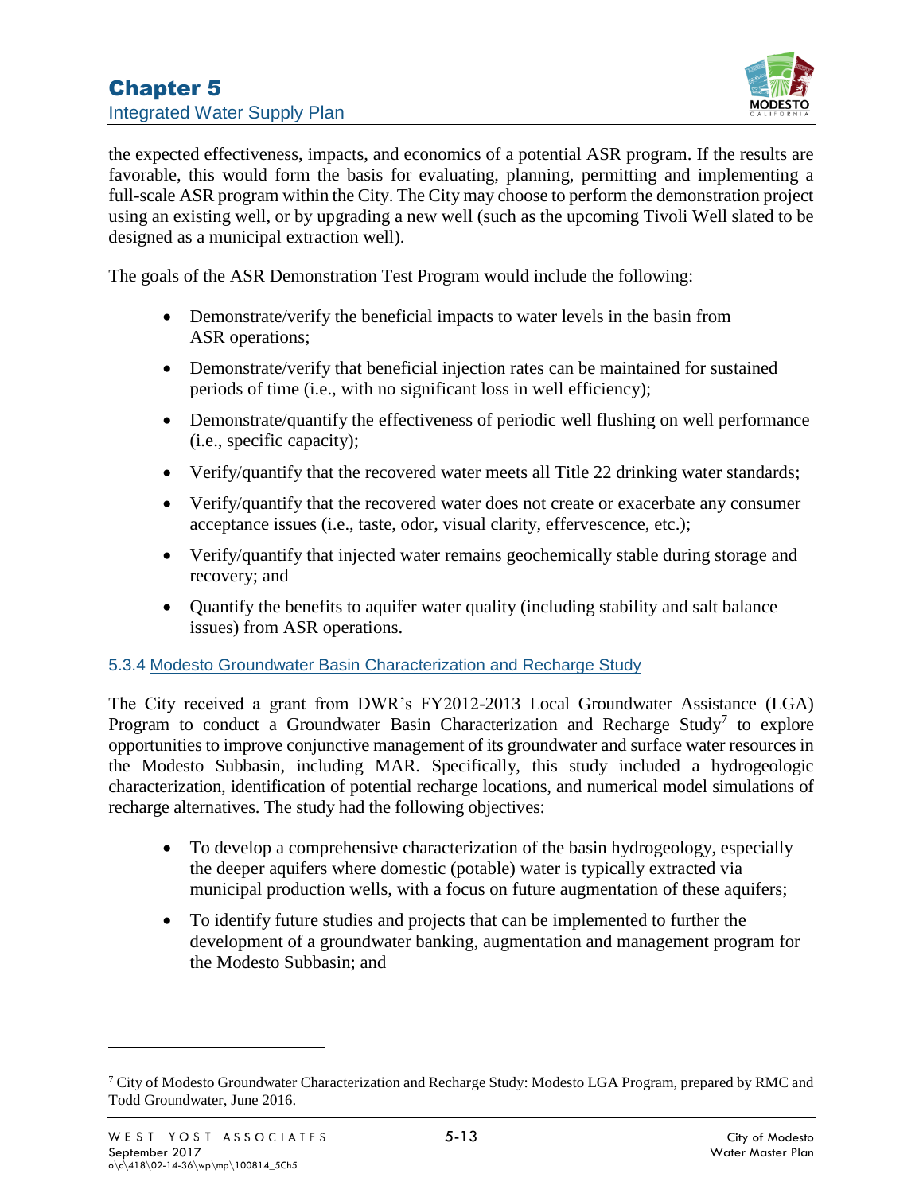the expected effectiveness, impacts, and economics of a potential ASR program. If the results are favorable, this would form the basis for evaluating, planning, permitting and implementing a full-scale ASR program within the City. The City may choose to perform the demonstration project using an existing well, or by upgrading a new well (such as the upcoming Tivoli Well slated to be designed as a municipal extraction well).

The goals of the ASR Demonstration Test Program would include the following:

- Demonstrate/verify the beneficial impacts to water levels in the basin from ASR operations;
- Demonstrate/verify that beneficial injection rates can be maintained for sustained periods of time (i.e., with no significant loss in well efficiency);
- Demonstrate/quantify the effectiveness of periodic well flushing on well performance (i.e., specific capacity);
- Verify/quantify that the recovered water meets all Title 22 drinking water standards;
- Verify/quantify that the recovered water does not create or exacerbate any consumer acceptance issues (i.e., taste, odor, visual clarity, effervescence, etc.);
- Verify/quantify that injected water remains geochemically stable during storage and recovery; and
- Quantify the benefits to aquifer water quality (including stability and salt balance issues) from ASR operations.

### 5.3.4 Modesto Groundwater Basin Characterization and Recharge Study

The City received a grant from DWR's FY2012-2013 Local Groundwater Assistance (LGA) Program to conduct a Groundwater Basin Characterization and Recharge Study[7] to explore opportunities to improve conjunctive management of its groundwater and surface water resources in the Modesto Subbasin, including MAR. Specifically, this study included a hydrogeologic characterization, identification of potential recharge locations, and numerical model simulations of recharge alternatives. The study had the following objectives:

- To develop a comprehensive characterization of the basin hydrogeology, especially the deeper aquifers where domestic (potable) water is typically extracted via municipal production wells, with a focus on future augmentation of these aquifers;
- To identify future studies and projects that can be implemented to further the development of a groundwater banking, augmentation and management program for the Modesto Subbasin; and

---

[7] City of Modesto Groundwater Characterization and Recharge Study: Modesto LGA Program, prepared by RMC and Todd Groundwater, June 2016.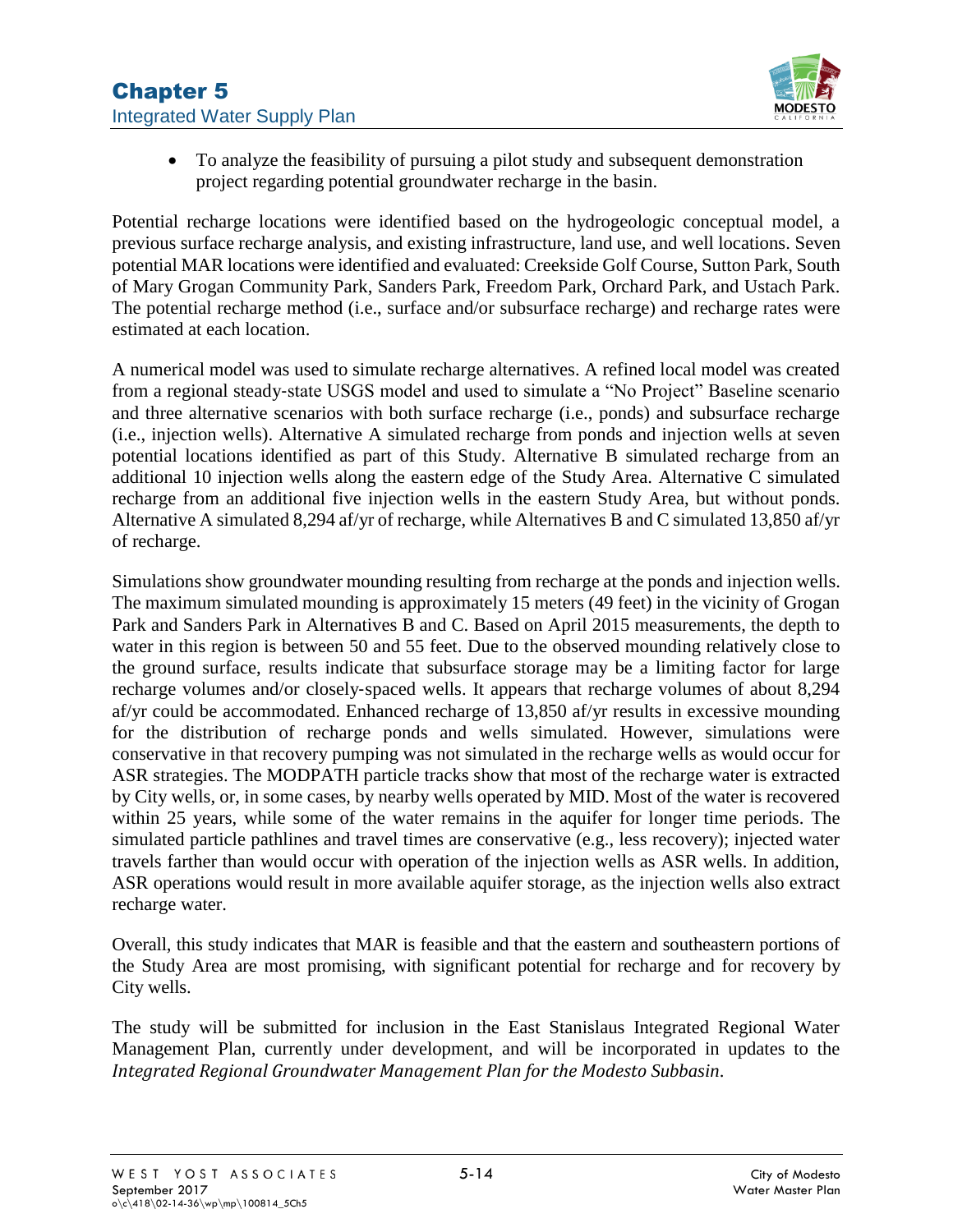- To analyze the feasibility of pursuing a pilot study and subsequent demonstration project regarding potential groundwater recharge in the basin.

Potential recharge locations were identified based on the hydrogeologic conceptual model, a previous surface recharge analysis, and existing infrastructure, land use, and well locations. Seven potential MAR locations were identified and evaluated: Creekside Golf Course, Sutton Park, South of Mary Grogan Community Park, Sanders Park, Freedom Park, Orchard Park, and Ustach Park. The potential recharge method (i.e., surface and/or subsurface recharge) and recharge rates were estimated at each location.

A numerical model was used to simulate recharge alternatives. A refined local model was created from a regional steady-state USGS model and used to simulate a "No Project" Baseline scenario and three alternative scenarios with both surface recharge (i.e., ponds) and subsurface recharge (i.e., injection wells). Alternative A simulated recharge from ponds and injection wells at seven potential locations identified as part of this Study. Alternative B simulated recharge from an additional 10 injection wells along the eastern edge of the Study Area. Alternative C simulated recharge from an additional five injection wells in the eastern Study Area, but without ponds. Alternative A simulated 8,294 af/yr of recharge, while Alternatives B and C simulated 13,850 af/yr of recharge.

Simulations show groundwater mounding resulting from recharge at the ponds and injection wells. The maximum simulated mounding is approximately 15 meters (49 feet) in the vicinity of Grogan Park and Sanders Park in Alternatives B and C. Based on April 2015 measurements, the depth to water in this region is between 50 and 55 feet. Due to the observed mounding relatively close to the ground surface, results indicate that subsurface storage may be a limiting factor for large recharge volumes and/or closely-spaced wells. It appears that recharge volumes of about 8,294 af/yr could be accommodated. Enhanced recharge of 13,850 af/yr results in excessive mounding for the distribution of recharge ponds and wells simulated. However, simulations were conservative in that recovery pumping was not simulated in the recharge wells as would occur for ASR strategies. The MODPATH particle tracks show that most of the recharge water is extracted by City wells, or, in some cases, by nearby wells operated by MID. Most of the water is recovered within 25 years, while some of the water remains in the aquifer for longer time periods. The simulated particle pathlines and travel times are conservative (e.g., less recovery); injected water travels farther than would occur with operation of the injection wells as ASR wells. In addition, ASR operations would result in more available aquifer storage, as the injection wells also extract recharge water.

Overall, this study indicates that MAR is feasible and that the eastern and southeastern portions of the Study Area are most promising, with significant potential for recharge and for recovery by City wells.

The study will be submitted for inclusion in the East Stanislaus Integrated Regional Water Management Plan, currently under development, and will be incorporated in updates to the *Integrated Regional Groundwater Management Plan for the Modesto Subbasin*.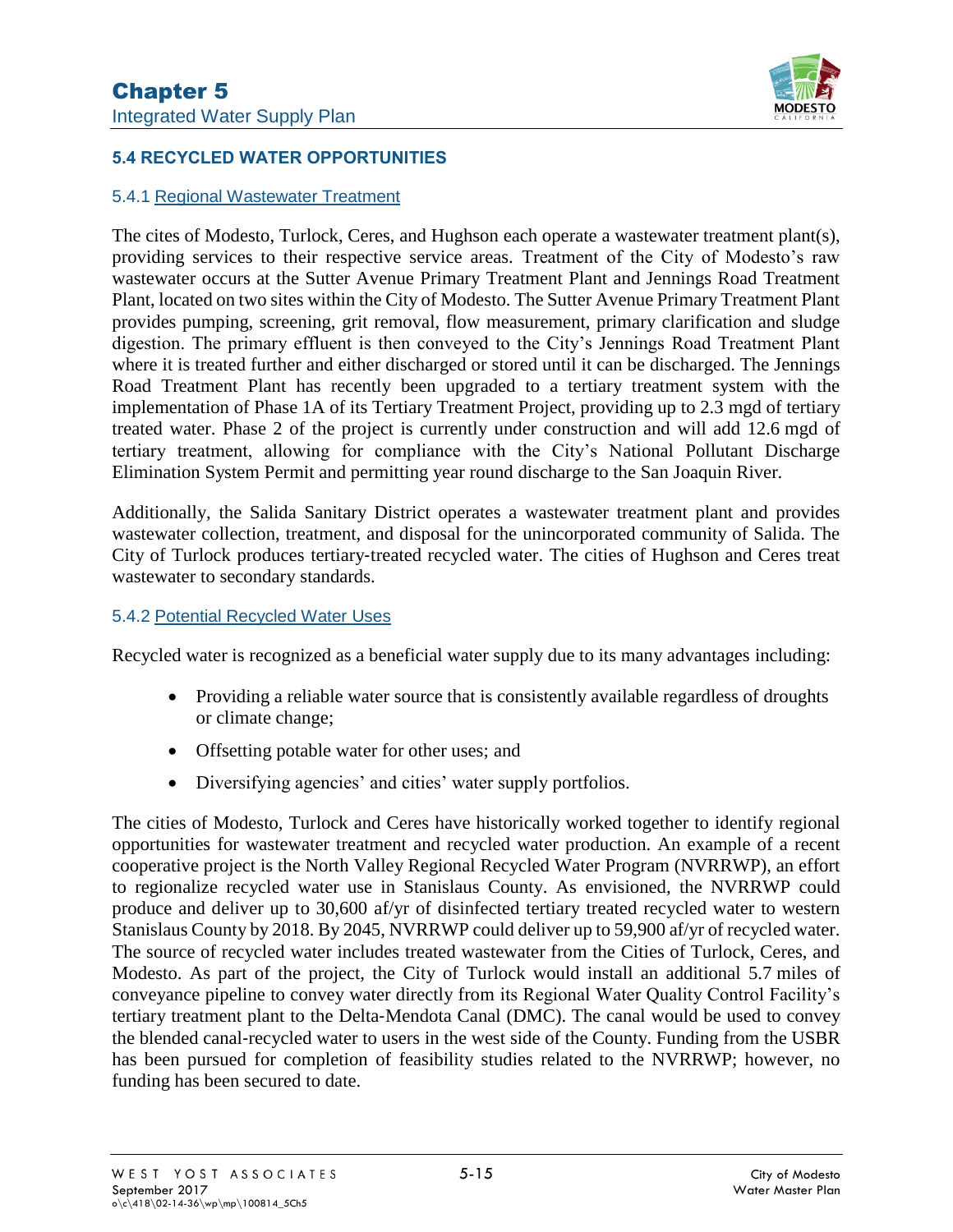## 5.4 RECYCLED WATER OPPORTUNITIES

### 5.4.1 Regional Wastewater Treatment

The cites of Modesto, Turlock, Ceres, and Hughson each operate a wastewater treatment plant(s), providing services to their respective service areas. Treatment of the City of Modesto's raw wastewater occurs at the Sutter Avenue Primary Treatment Plant and Jennings Road Treatment Plant, located on two sites within the City of Modesto. The Sutter Avenue Primary Treatment Plant provides pumping, screening, grit removal, flow measurement, primary clarification and sludge digestion. The primary effluent is then conveyed to the City's Jennings Road Treatment Plant where it is treated further and either discharged or stored until it can be discharged. The Jennings Road Treatment Plant has recently been upgraded to a tertiary treatment system with the implementation of Phase 1A of its Tertiary Treatment Project, providing up to 2.3 mgd of tertiary treated water. Phase 2 of the project is currently under construction and will add 12.6 mgd of tertiary treatment, allowing for compliance with the City's National Pollutant Discharge Elimination System Permit and permitting year round discharge to the San Joaquin River.

Additionally, the Salida Sanitary District operates a wastewater treatment plant and provides wastewater collection, treatment, and disposal for the unincorporated community of Salida. The City of Turlock produces tertiary-treated recycled water. The cities of Hughson and Ceres treat wastewater to secondary standards.

### 5.4.2 Potential Recycled Water Uses

Recycled water is recognized as a beneficial water supply due to its many advantages including:

- Providing a reliable water source that is consistently available regardless of droughts or climate change;
- Offsetting potable water for other uses; and
- Diversifying agencies' and cities' water supply portfolios.

The cities of Modesto, Turlock and Ceres have historically worked together to identify regional opportunities for wastewater treatment and recycled water production. An example of a recent cooperative project is the North Valley Regional Recycled Water Program (NVRRWP), an effort to regionalize recycled water use in Stanislaus County. As envisioned, the NVRRWP could produce and deliver up to 30,600 af/yr of disinfected tertiary treated recycled water to western Stanislaus County by 2018. By 2045, NVRRWP could deliver up to 59,900 af/yr of recycled water. The source of recycled water includes treated wastewater from the Cities of Turlock, Ceres, and Modesto. As part of the project, the City of Turlock would install an additional 5.7 miles of conveyance pipeline to convey water directly from its Regional Water Quality Control Facility's tertiary treatment plant to the Delta-Mendota Canal (DMC). The canal would be used to convey the blended canal-recycled water to users in the west side of the County. Funding from the USBR has been pursued for completion of feasibility studies related to the NVRRWP; however, no funding has been secured to date.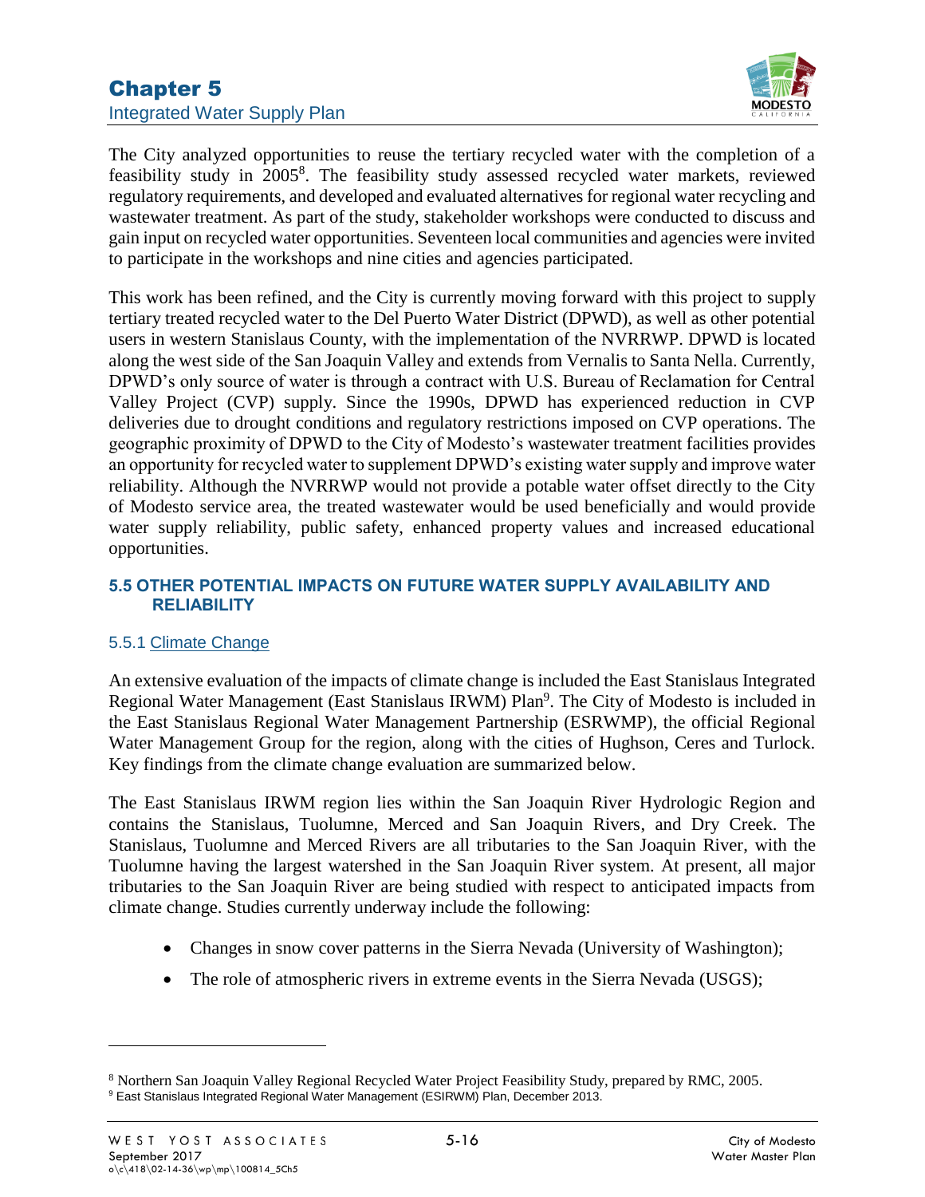The City analyzed opportunities to reuse the tertiary recycled water with the completion of a feasibility study in 2005[8]. The feasibility study assessed recycled water markets, reviewed regulatory requirements, and developed and evaluated alternatives for regional water recycling and wastewater treatment. As part of the study, stakeholder workshops were conducted to discuss and gain input on recycled water opportunities. Seventeen local communities and agencies were invited to participate in the workshops and nine cities and agencies participated.

This work has been refined, and the City is currently moving forward with this project to supply tertiary treated recycled water to the Del Puerto Water District (DPWD), as well as other potential users in western Stanislaus County, with the implementation of the NVRRWP. DPWD is located along the west side of the San Joaquin Valley and extends from Vernalis to Santa Nella. Currently, DPWD's only source of water is through a contract with U.S. Bureau of Reclamation for Central Valley Project (CVP) supply. Since the 1990s, DPWD has experienced reduction in CVP deliveries due to drought conditions and regulatory restrictions imposed on CVP operations. The geographic proximity of DPWD to the City of Modesto's wastewater treatment facilities provides an opportunity for recycled water to supplement DPWD's existing water supply and improve water reliability. Although the NVRRWP would not provide a potable water offset directly to the City of Modesto service area, the treated wastewater would be used beneficially and would provide water supply reliability, public safety, enhanced property values and increased educational opportunities.

### 5.5 OTHER POTENTIAL IMPACTS ON FUTURE WATER SUPPLY AVAILABILITY AND RELIABILITY

#### 5.5.1 Climate Change

An extensive evaluation of the impacts of climate change is included the East Stanislaus Integrated Regional Water Management (East Stanislaus IRWM) Plan[9]. The City of Modesto is included in the East Stanislaus Regional Water Management Partnership (ESRWMP), the official Regional Water Management Group for the region, along with the cities of Hughson, Ceres and Turlock. Key findings from the climate change evaluation are summarized below.

The East Stanislaus IRWM region lies within the San Joaquin River Hydrologic Region and contains the Stanislaus, Tuolumne, Merced and San Joaquin Rivers, and Dry Creek. The Stanislaus, Tuolumne and Merced Rivers are all tributaries to the San Joaquin River, with the Tuolumne having the largest watershed in the San Joaquin River system. At present, all major tributaries to the San Joaquin River are being studied with respect to anticipated impacts from climate change. Studies currently underway include the following:

- Changes in snow cover patterns in the Sierra Nevada (University of Washington);
- The role of atmospheric rivers in extreme events in the Sierra Nevada (USGS);

[8] Northern San Joaquin Valley Regional Recycled Water Project Feasibility Study, prepared by RMC, 2005.

[9] East Stanislaus Integrated Regional Water Management (ESIRWM) Plan, December 2013.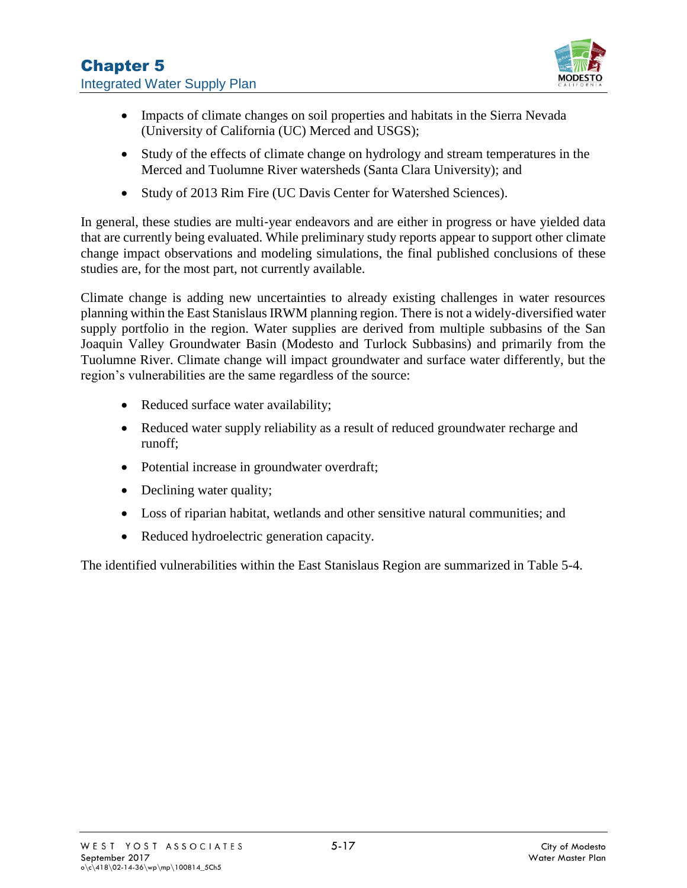- Impacts of climate changes on soil properties and habitats in the Sierra Nevada (University of California (UC) Merced and USGS);
- Study of the effects of climate change on hydrology and stream temperatures in the Merced and Tuolumne River watersheds (Santa Clara University); and
- Study of 2013 Rim Fire (UC Davis Center for Watershed Sciences).

In general, these studies are multi-year endeavors and are either in progress or have yielded data that are currently being evaluated. While preliminary study reports appear to support other climate change impact observations and modeling simulations, the final published conclusions of these studies are, for the most part, not currently available.

Climate change is adding new uncertainties to already existing challenges in water resources planning within the East Stanislaus IRWM planning region. There is not a widely-diversified water supply portfolio in the region. Water supplies are derived from multiple subbasins of the San Joaquin Valley Groundwater Basin (Modesto and Turlock Subbasins) and primarily from the Tuolumne River. Climate change will impact groundwater and surface water differently, but the region's vulnerabilities are the same regardless of the source:

- Reduced surface water availability;
- Reduced water supply reliability as a result of reduced groundwater recharge and runoff;
- Potential increase in groundwater overdraft;
- Declining water quality;
- Loss of riparian habitat, wetlands and other sensitive natural communities; and
- Reduced hydroelectric generation capacity.

The identified vulnerabilities within the East Stanislaus Region are summarized in Table 5-4.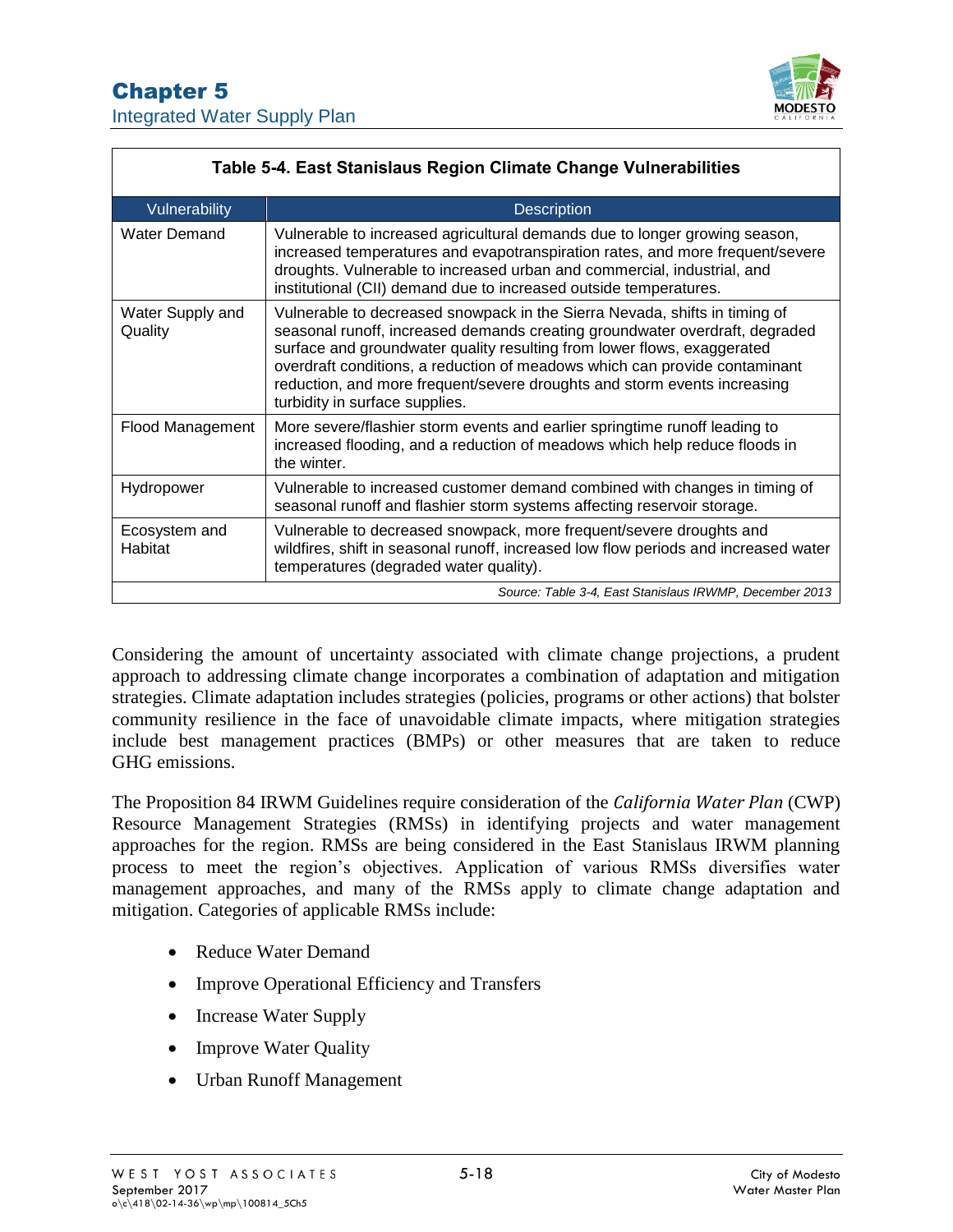**Table 5-4. East Stanislaus Region Climate Change Vulnerabilities**

| Vulnerability | Description |
|---|---|
| Water Demand | Vulnerable to increased agricultural demands due to longer growing season, increased temperatures and evapotranspiration rates, and more frequent/severe droughts. Vulnerable to increased urban and commercial, industrial, and institutional (CII) demand due to increased outside temperatures. |
| Water Supply and Quality | Vulnerable to decreased snowpack in the Sierra Nevada, shifts in timing of seasonal runoff, increased demands creating groundwater overdraft, degraded surface and groundwater quality resulting from lower flows, exaggerated overdraft conditions, a reduction of meadows which can provide contaminant reduction, and more frequent/severe droughts and storm events increasing turbidity in surface supplies. |
| Flood Management | More severe/flashier storm events and earlier springtime runoff leading to increased flooding, and a reduction of meadows which help reduce floods in the winter. |
| Hydropower | Vulnerable to increased customer demand combined with changes in timing of seasonal runoff and flashier storm systems affecting reservoir storage. |
| Ecosystem and Habitat | Vulnerable to decreased snowpack, more frequent/severe droughts and wildfires, shift in seasonal runoff, increased low flow periods and increased water temperatures (degraded water quality). |

*Source: Table 3-4, East Stanislaus IRWMP, December 2013*

Considering the amount of uncertainty associated with climate change projections, a prudent approach to addressing climate change incorporates a combination of adaptation and mitigation strategies. Climate adaptation includes strategies (policies, programs or other actions) that bolster community resilience in the face of unavoidable climate impacts, where mitigation strategies include best management practices (BMPs) or other measures that are taken to reduce GHG emissions.

The Proposition 84 IRWM Guidelines require consideration of the *California Water Plan* (CWP) Resource Management Strategies (RMSs) in identifying projects and water management approaches for the region. RMSs are being considered in the East Stanislaus IRWM planning process to meet the region's objectives. Application of various RMSs diversifies water management approaches, and many of the RMSs apply to climate change adaptation and mitigation. Categories of applicable RMSs include:

- Reduce Water Demand
- Improve Operational Efficiency and Transfers
- Increase Water Supply
- Improve Water Quality
- Urban Runoff Management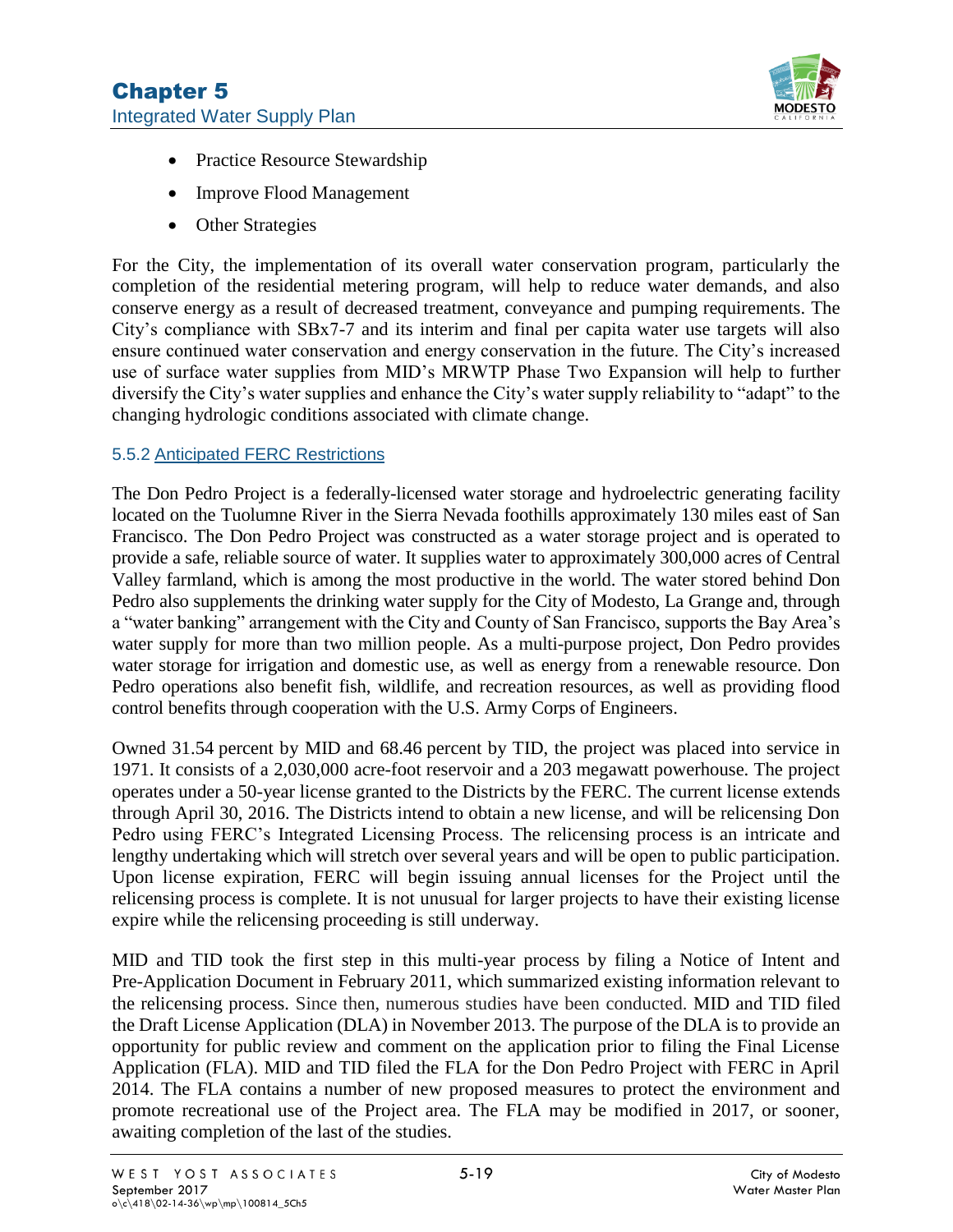- Practice Resource Stewardship
- Improve Flood Management
- Other Strategies

For the City, the implementation of its overall water conservation program, particularly the completion of the residential metering program, will help to reduce water demands, and also conserve energy as a result of decreased treatment, conveyance and pumping requirements. The City's compliance with SBx7-7 and its interim and final per capita water use targets will also ensure continued water conservation and energy conservation in the future. The City's increased use of surface water supplies from MID's MRWTP Phase Two Expansion will help to further diversify the City's water supplies and enhance the City's water supply reliability to "adapt" to the changing hydrologic conditions associated with climate change.

### 5.5.2 Anticipated FERC Restrictions

The Don Pedro Project is a federally-licensed water storage and hydroelectric generating facility located on the Tuolumne River in the Sierra Nevada foothills approximately 130 miles east of San Francisco. The Don Pedro Project was constructed as a water storage project and is operated to provide a safe, reliable source of water. It supplies water to approximately 300,000 acres of Central Valley farmland, which is among the most productive in the world. The water stored behind Don Pedro also supplements the drinking water supply for the City of Modesto, La Grange and, through a "water banking" arrangement with the City and County of San Francisco, supports the Bay Area's water supply for more than two million people. As a multi-purpose project, Don Pedro provides water storage for irrigation and domestic use, as well as energy from a renewable resource. Don Pedro operations also benefit fish, wildlife, and recreation resources, as well as providing flood control benefits through cooperation with the U.S. Army Corps of Engineers.

Owned 31.54 percent by MID and 68.46 percent by TID, the project was placed into service in 1971. It consists of a 2,030,000 acre-foot reservoir and a 203 megawatt powerhouse. The project operates under a 50-year license granted to the Districts by the FERC. The current license extends through April 30, 2016. The Districts intend to obtain a new license, and will be relicensing Don Pedro using FERC's Integrated Licensing Process. The relicensing process is an intricate and lengthy undertaking which will stretch over several years and will be open to public participation. Upon license expiration, FERC will begin issuing annual licenses for the Project until the relicensing process is complete. It is not unusual for larger projects to have their existing license expire while the relicensing proceeding is still underway.

MID and TID took the first step in this multi-year process by filing a Notice of Intent and Pre-Application Document in February 2011, which summarized existing information relevant to the relicensing process. Since then, numerous studies have been conducted. MID and TID filed the Draft License Application (DLA) in November 2013. The purpose of the DLA is to provide an opportunity for public review and comment on the application prior to filing the Final License Application (FLA). MID and TID filed the FLA for the Don Pedro Project with FERC in April 2014. The FLA contains a number of new proposed measures to protect the environment and promote recreational use of the Project area. The FLA may be modified in 2017, or sooner, awaiting completion of the last of the studies.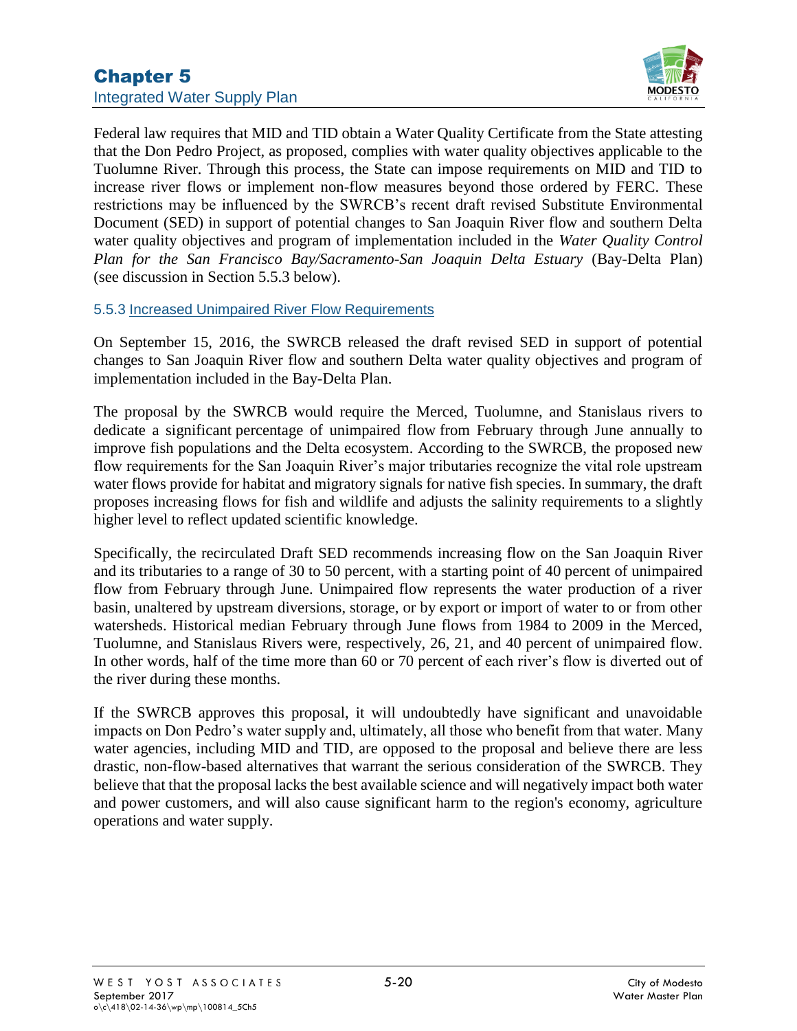Federal law requires that MID and TID obtain a Water Quality Certificate from the State attesting that the Don Pedro Project, as proposed, complies with water quality objectives applicable to the Tuolumne River. Through this process, the State can impose requirements on MID and TID to increase river flows or implement non-flow measures beyond those ordered by FERC. These restrictions may be influenced by the SWRCB's recent draft revised Substitute Environmental Document (SED) in support of potential changes to San Joaquin River flow and southern Delta water quality objectives and program of implementation included in the *Water Quality Control Plan for the San Francisco Bay/Sacramento-San Joaquin Delta Estuary* (Bay-Delta Plan) (see discussion in Section 5.5.3 below).

### 5.5.3 Increased Unimpaired River Flow Requirements

On September 15, 2016, the SWRCB released the draft revised SED in support of potential changes to San Joaquin River flow and southern Delta water quality objectives and program of implementation included in the Bay-Delta Plan.

The proposal by the SWRCB would require the Merced, Tuolumne, and Stanislaus rivers to dedicate a significant percentage of unimpaired flow from February through June annually to improve fish populations and the Delta ecosystem. According to the SWRCB, the proposed new flow requirements for the San Joaquin River's major tributaries recognize the vital role upstream water flows provide for habitat and migratory signals for native fish species. In summary, the draft proposes increasing flows for fish and wildlife and adjusts the salinity requirements to a slightly higher level to reflect updated scientific knowledge.

Specifically, the recirculated Draft SED recommends increasing flow on the San Joaquin River and its tributaries to a range of 30 to 50 percent, with a starting point of 40 percent of unimpaired flow from February through June. Unimpaired flow represents the water production of a river basin, unaltered by upstream diversions, storage, or by export or import of water to or from other watersheds. Historical median February through June flows from 1984 to 2009 in the Merced, Tuolumne, and Stanislaus Rivers were, respectively, 26, 21, and 40 percent of unimpaired flow. In other words, half of the time more than 60 or 70 percent of each river's flow is diverted out of the river during these months.

If the SWRCB approves this proposal, it will undoubtedly have significant and unavoidable impacts on Don Pedro's water supply and, ultimately, all those who benefit from that water. Many water agencies, including MID and TID, are opposed to the proposal and believe there are less drastic, non-flow-based alternatives that warrant the serious consideration of the SWRCB. They believe that that the proposal lacks the best available science and will negatively impact both water and power customers, and will also cause significant harm to the region's economy, agriculture operations and water supply.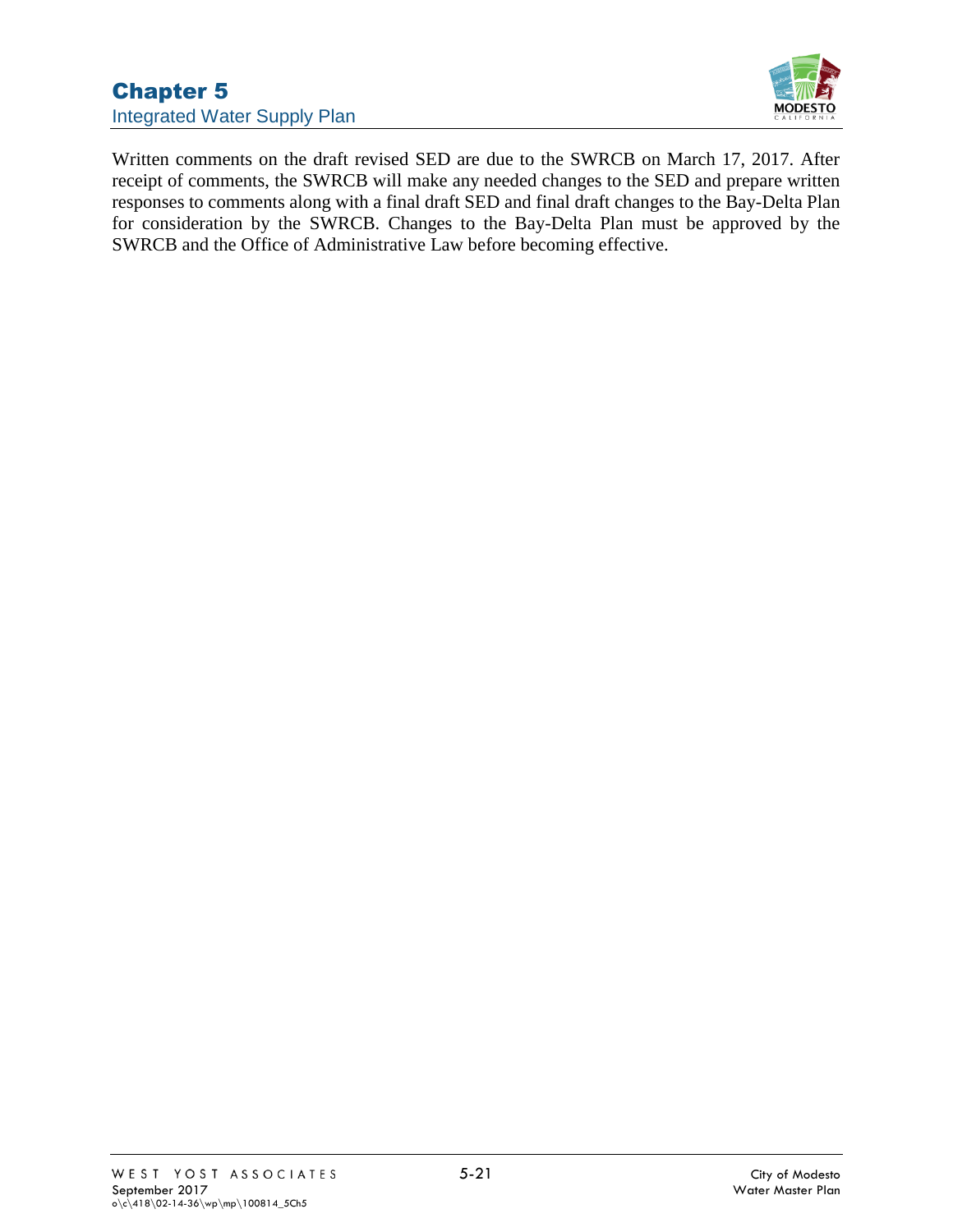Written comments on the draft revised SED are due to the SWRCB on March 17, 2017. After receipt of comments, the SWRCB will make any needed changes to the SED and prepare written responses to comments along with a final draft SED and final draft changes to the Bay-Delta Plan for consideration by the SWRCB. Changes to the Bay-Delta Plan must be approved by the SWRCB and the Office of Administrative Law before becoming effective.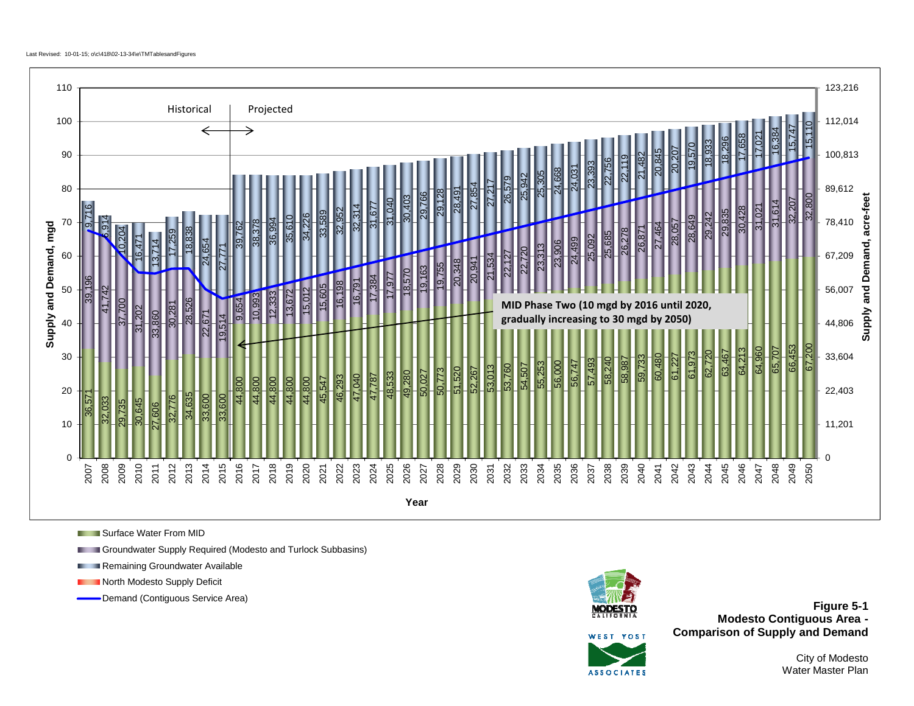Last Revised: 10-01-15; o\c\418\02-13-34\e\TMTablesandFigures

| Year | Surface Water From MID (acre-feet) | Groundwater Supply Required (Modesto and Turlock Subbasins) (acre-feet) | Remaining Groundwater Available (acre-feet) |
|---|---|---|---|
| 2007 | 36,571 | 39,196 | 9,716 |
| 2008 | 32,033 | 41,742 | 6,914 |
| 2009 | 29,735 | 37,700 | 10,204 |
| 2010 | 30,645 | 31,202 | 16,471 |
| 2011 | 27,606 | 33,860 | 13,714 |
| 2012 | 32,776 | 30,281 | 17,259 |
| 2013 | 34,635 | 28,526 | 18,838 |
| 2014 | 33,600 | 22,671 | 24,654 |
| 2015 | 33,600 | 19,514 | 27,771 |
| 2016 | 44,800 | 9,654 | 39,762 |
| 2017 | 44,800 | 10,993 | 38,378 |
| 2018 | 44,800 | 12,333 | 36,994 |
| 2019 | 44,800 | 13,672 | 35,610 |
| 2020 | 44,800 | 15,012 | 34,226 |
| 2021 | 45,547 | 15,605 | 33,589 |
| 2022 | 46,293 | 16,198 | 32,952 |
| 2023 | 47,040 | 16,791 | 32,314 |
| 2024 | 47,787 | 17,384 | 31,677 |
| 2025 | 48,533 | 17,977 | 31,040 |
| 2026 | 49,280 | 18,570 | 30,403 |
| 2027 | 50,027 | 19,163 | 29,766 |
| 2028 | 50,773 | 19,755 | 29,128 |
| 2029 | 51,520 | 20,348 | 28,491 |
| 2030 | 52,267 | 20,941 | 27,854 |
| 2031 | 53,013 | 21,534 | 27,217 |
| 2032 | 53,760 | 22,127 | 26,579 |
| 2033 | 54,507 | 22,720 | 25,942 |
| 2034 | 55,253 | 23,313 | 25,305 |
| 2035 | 56,000 | 23,906 | 24,668 |
| 2036 | 56,747 | 24,499 | 24,031 |
| 2037 | 57,493 | 25,092 | 23,393 |
| 2038 | 58,240 | 25,685 | 22,756 |
| 2039 | 58,987 | 26,278 | 22,119 |
| 2040 | 59,733 | 26,871 | 21,482 |
| 2041 | 60,480 | 27,464 | 20,845 |
| 2042 | 61,227 | 28,057 | 20,207 |
| 2043 | 61,973 | 28,649 | 19,570 |
| 2044 | 62,720 | 29,242 | 18,933 |
| 2045 | 63,467 | 29,835 | 18,296 |
| 2046 | 64,213 | 30,428 | 17,658 |
| 2047 | 64,960 | 31,021 | 17,021 |
| 2048 | 65,707 | 31,614 | 16,384 |
| 2049 | 66,453 | 32,207 | 15,747 |
| 2050 | 67,200 | 32,800 | 15,110 |

Historical (2007–2015) / Projected (2016–2050)

MID Phase Two (10 mgd by 2016 until 2020, gradually increasing to 30 mgd by 2050)

Left axis: Supply and Demand, mgd (0–110). Right axis: Supply and Demand, acre-feet (0; 11,201; 22,403; 33,604; 44,806; 56,007; 67,209; 78,410; 89,612; 100,813; 112,014; 123,216). X-axis: Year.

Legend:
- Surface Water From MID
- Groundwater Supply Required (Modesto and Turlock Subbasins)
- Remaining Groundwater Available
- North Modesto Supply Deficit
- Demand (Contiguous Service Area)

**Figure 5-1**
**Modesto Contiguous Area - Comparison of Supply and Demand**

City of Modesto
Water Master Plan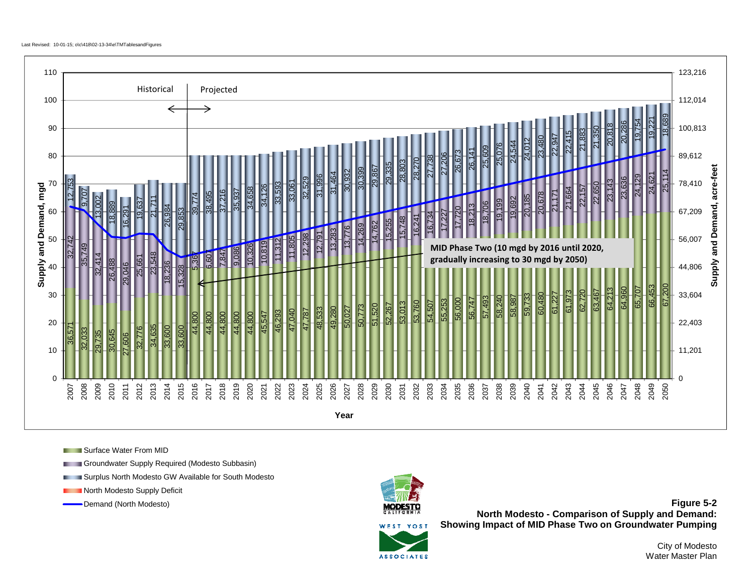**Figure 5-2**
**North Modesto - Comparison of Supply and Demand: Showing Impact of MID Phase Two on Groundwater Pumping**

City of Modesto
Water Master Plan

Historical (2007–2015) | Projected (2016–2050)

MID Phase Two (10 mgd by 2016 until 2020, gradually increasing to 30 mgd by 2050)

Left axis: Supply and Demand, mgd (0–110)
Right axis: Supply and Demand, acre-feet (0; 11,201; 22,403; 33,604; 44,806; 56,007; 67,209; 78,410; 89,612; 100,813; 112,014; 123,216)
Horizontal axis: Year

Legend:
- Surface Water From MID
- Groundwater Supply Required (Modesto Subbasin)
- Surplus North Modesto GW Available for South Modesto
- North Modesto Supply Deficit
- Demand (North Modesto)

| Year | Surface Water From MID | Groundwater Supply Required (Modesto Subbasin) | Surplus North Modesto GW Available for South Modesto |
|---|---|---|---|
| 2007 | 36,571 | 32,742 | 12,753 |
| 2008 | 32,033 | 35,749 | 9,707 |
| 2009 | 29,735 | 32,414 | 13,002 |
| 2010 | 30,645 | 26,488 | 18,889 |
| 2011 | 27,606 | 29,046 | 16,291 |
| 2012 | 32,776 | 25,661 | 19,637 |
| 2013 | 34,635 | 23,548 | 21,711 |
| 2014 | 33,600 | 18,236 | 26,984 |
| 2015 | 33,600 | 15,328 | 29,853 |
| 2016 | 44,800 | 5,367 | 39,774 |
| 2017 | 44,800 | 6,607 | 38,495 |
| 2018 | 44,800 | 7,847 | 37,216 |
| 2019 | 44,800 | 9,086 | 35,937 |
| 2020 | 44,800 | 10,326 | 34,658 |
| 2021 | 45,547 | 10,819 | 34,126 |
| 2022 | 46,293 | 11,312 | 33,593 |
| 2023 | 47,040 | 11,805 | 33,061 |
| 2024 | 47,787 | 12,298 | 32,529 |
| 2025 | 48,533 | 12,791 | 31,996 |
| 2026 | 49,280 | 13,283 | 31,464 |
| 2027 | 50,027 | 13,776 | 30,932 |
| 2028 | 50,773 | 14,269 | 30,399 |
| 2029 | 51,520 | 14,762 | 29,867 |
| 2030 | 52,267 | 15,255 | 29,335 |
| 2031 | 53,013 | 15,748 | 28,803 |
| 2032 | 53,760 | 16,241 | 28,270 |
| 2033 | 54,507 | 16,734 | 27,738 |
| 2034 | 55,253 | 17,227 | 27,206 |
| 2035 | 56,000 | 17,720 | 26,673 |
| 2036 | 56,747 | 18,213 | 26,141 |
| 2037 | 57,493 | 18,706 | 25,609 |
| 2038 | 58,240 | 19,199 | 25,076 |
| 2039 | 58,987 | 19,692 | 24,544 |
| 2040 | 59,733 | 20,185 | 24,012 |
| 2041 | 60,480 | 20,678 | 23,480 |
| 2042 | 61,227 | 21,171 | 22,947 |
| 2043 | 61,973 | 21,664 | 22,415 |
| 2044 | 62,720 | 22,157 | 21,883 |
| 2045 | 63,467 | 22,650 | 21,350 |
| 2046 | 64,213 | 23,143 | 20,818 |
| 2047 | 64,960 | 23,636 | 20,286 |
| 2048 | 65,707 | 24,129 | 19,754 |
| 2049 | 66,453 | 24,621 | 19,221 |
| 2050 | 67,200 | 25,114 | 18,689 |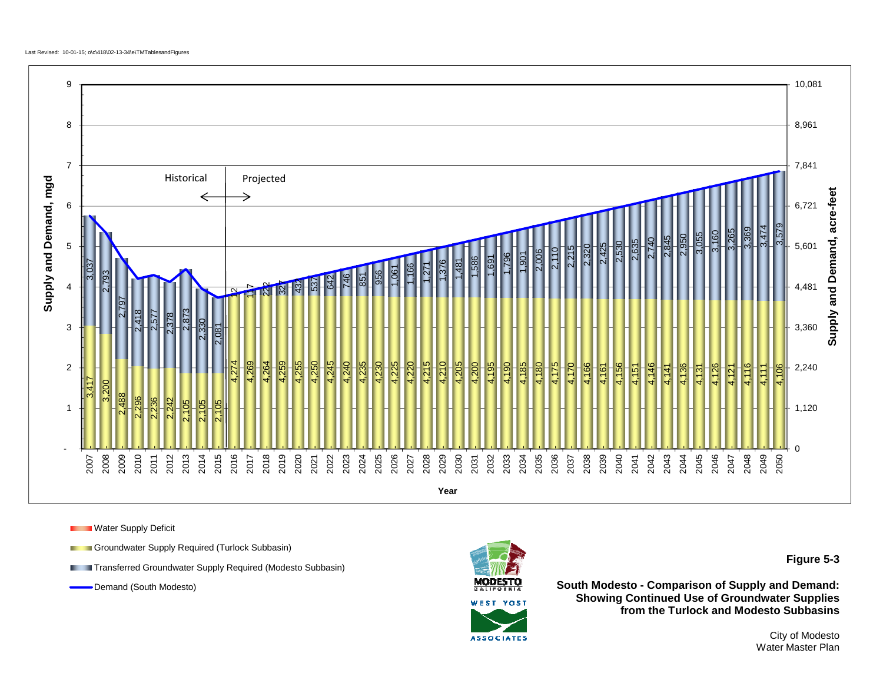Last Revised: 10-01-15; o\c\418\02-13-34\e\TMTablesandFigures

Supply and Demand, mgd

Supply and Demand, acre-feet

9
8
7
6
5
4
3
2
1
-

10,081
8,961
7,841
6,721
5,601
4,481
3,360
2,240
1,120
0

Historical

Projected

3,037
2,793
2,797
2,418
2,577
2,378
2,873
2,330
2,081
12
117
222
327
432
537
642
746
851
956
1,061
1,166
1,271
1,376
1,481
1,586
1,691
1,796
1,901
2,006
2,110
2,215
2,320
2,425
2,530
2,635
2,740
2,845
2,950
3,055
3,160
3,265
3,369
3,474
3,579

3,417
3,200
2,488
2,296
2,236
2,242
2,105
2,105
2,105
4,274
4,269
4,264
4,259
4,255
4,250
4,245
4,240
4,235
4,230
4,225
4,220
4,215
4,210
4,205
4,200
4,195
4,190
4,185
4,180
4,175
4,170
4,166
4,161
4,156
4,151
4,146
4,141
4,136
4,131
4,126
4,121
4,116
4,111
4,106

2007 2008 2009 2010 2011 2012 2013 2014 2015 2016 2017 2018 2019 2020 2021 2022 2023 2024 2025 2026 2027 2028 2029 2030 2031 2032 2033 2034 2035 2036 2037 2038 2039 2040 2041 2042 2043 2044 2045 2046 2047 2048 2049 2050

Year

Water Supply Deficit

Groundwater Supply Required (Turlock Subbasin)

Transferred Groundwater Supply Required (Modesto Subbasin)

Demand (South Modesto)

MODESTO CALIFORNIA

WEST YOST ASSOCIATES

**Figure 5-3**

**South Modesto - Comparison of Supply and Demand: Showing Continued Use of Groundwater Supplies from the Turlock and Modesto Subbasins**

City of Modesto
Water Master Plan